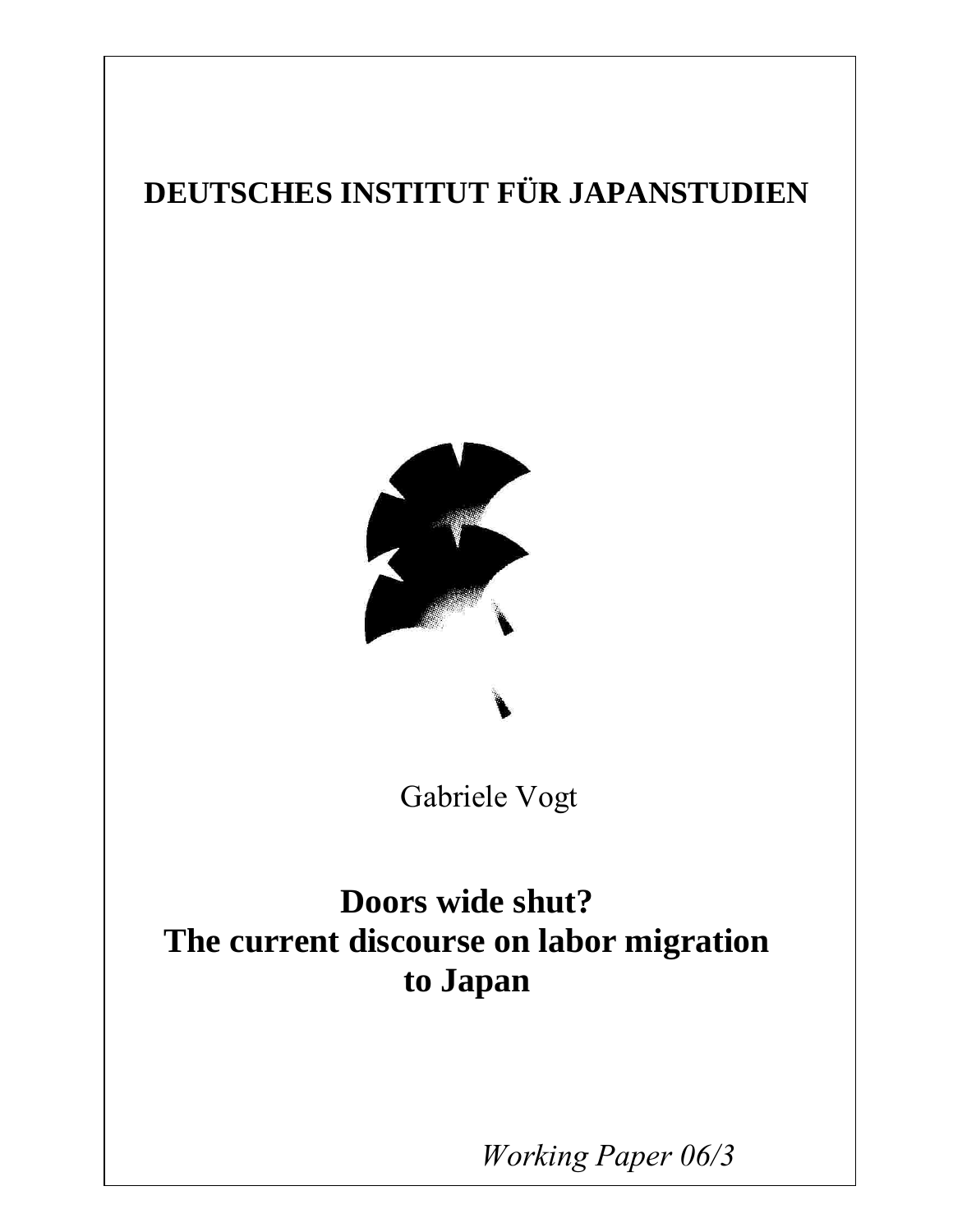**DEUTSCHES INSTITUT FÜR JAPANSTUDIEN**

Gabriele Vogt

# Doors wide shut? The current discourse on labor migration to Japan

*Working Paper 06/3*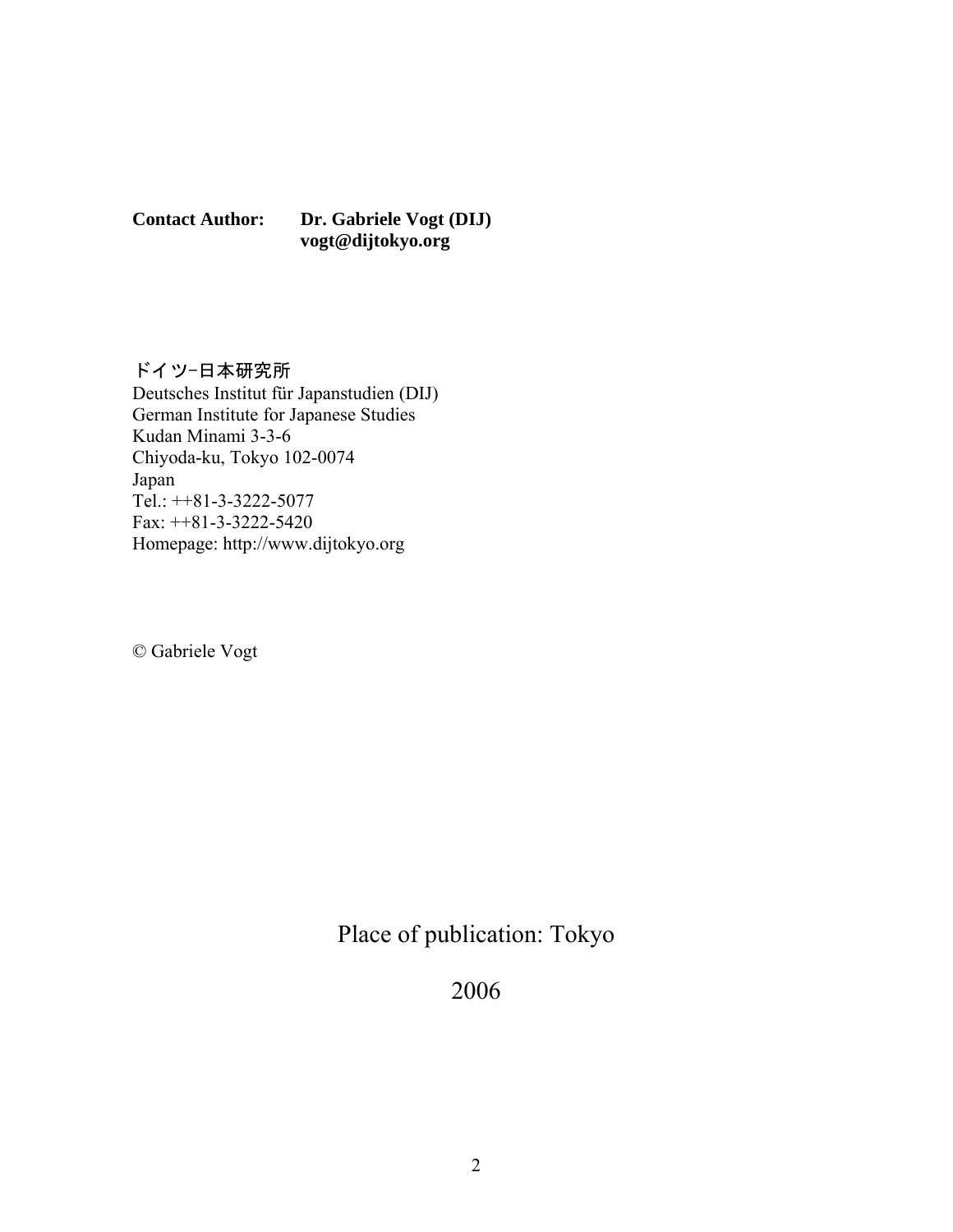**Contact Author:** **Dr. Gabriele Vogt (DIJ)**
**vogt@dijtokyo.org**

ドイツ-日本研究所
Deutsches Institut für Japanstudien (DIJ)
German Institute for Japanese Studies
Kudan Minami 3-3-6
Chiyoda-ku, Tokyo 102-0074
Japan
Tel.: ++81-3-3222-5077
Fax: ++81-3-3222-5420
Homepage: http://www.dijtokyo.org

© Gabriele Vogt

Place of publication: Tokyo

2006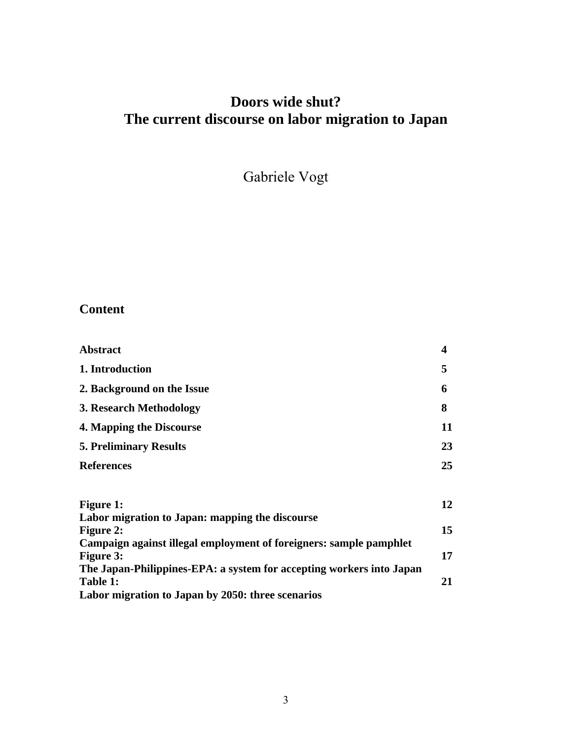# Doors wide shut?
# The current discourse on labor migration to Japan

Gabriele Vogt

## Content

| | |
|---|---|
| **Abstract** | **4** |
| **1. Introduction** | **5** |
| **2. Background on the Issue** | **6** |
| **3. Research Methodology** | **8** |
| **4. Mapping the Discourse** | **11** |
| **5. Preliminary Results** | **23** |
| **References** | **25** |

| | |
|---|---|
| **Figure 1:** Labor migration to Japan: mapping the discourse | **12** |
| **Figure 2:** Campaign against illegal employment of foreigners: sample pamphlet | **15** |
| **Figure 3:** The Japan-Philippines-EPA: a system for accepting workers into Japan | **17** |
| **Table 1:** Labor migration to Japan by 2050: three scenarios | **21** |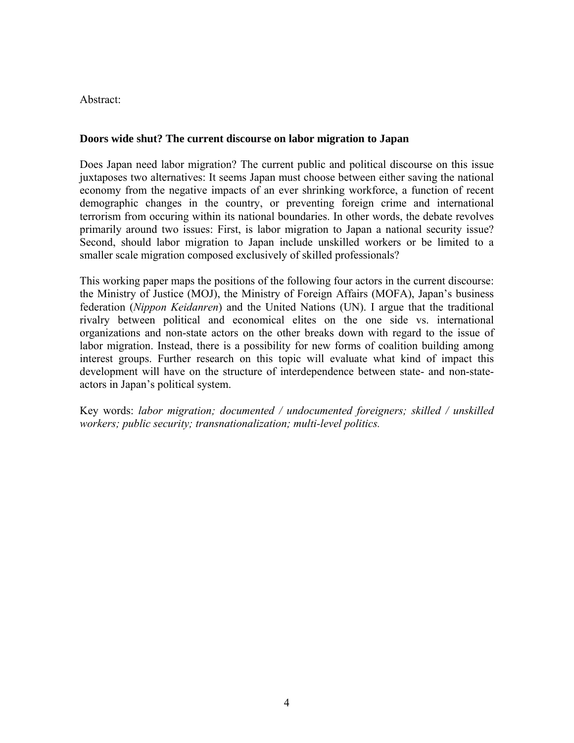Abstract:

**Doors wide shut? The current discourse on labor migration to Japan**

Does Japan need labor migration? The current public and political discourse on this issue juxtaposes two alternatives: It seems Japan must choose between either saving the national economy from the negative impacts of an ever shrinking workforce, a function of recent demographic changes in the country, or preventing foreign crime and international terrorism from occuring within its national boundaries. In other words, the debate revolves primarily around two issues: First, is labor migration to Japan a national security issue? Second, should labor migration to Japan include unskilled workers or be limited to a smaller scale migration composed exclusively of skilled professionals?

This working paper maps the positions of the following four actors in the current discourse: the Ministry of Justice (MOJ), the Ministry of Foreign Affairs (MOFA), Japan's business federation (*Nippon Keidanren*) and the United Nations (UN). I argue that the traditional rivalry between political and economical elites on the one side vs. international organizations and non-state actors on the other breaks down with regard to the issue of labor migration. Instead, there is a possibility for new forms of coalition building among interest groups. Further research on this topic will evaluate what kind of impact this development will have on the structure of interdependence between state- and non-state-actors in Japan's political system.

Key words: *labor migration; documented / undocumented foreigners; skilled / unskilled workers; public security; transnationalization; multi-level politics.*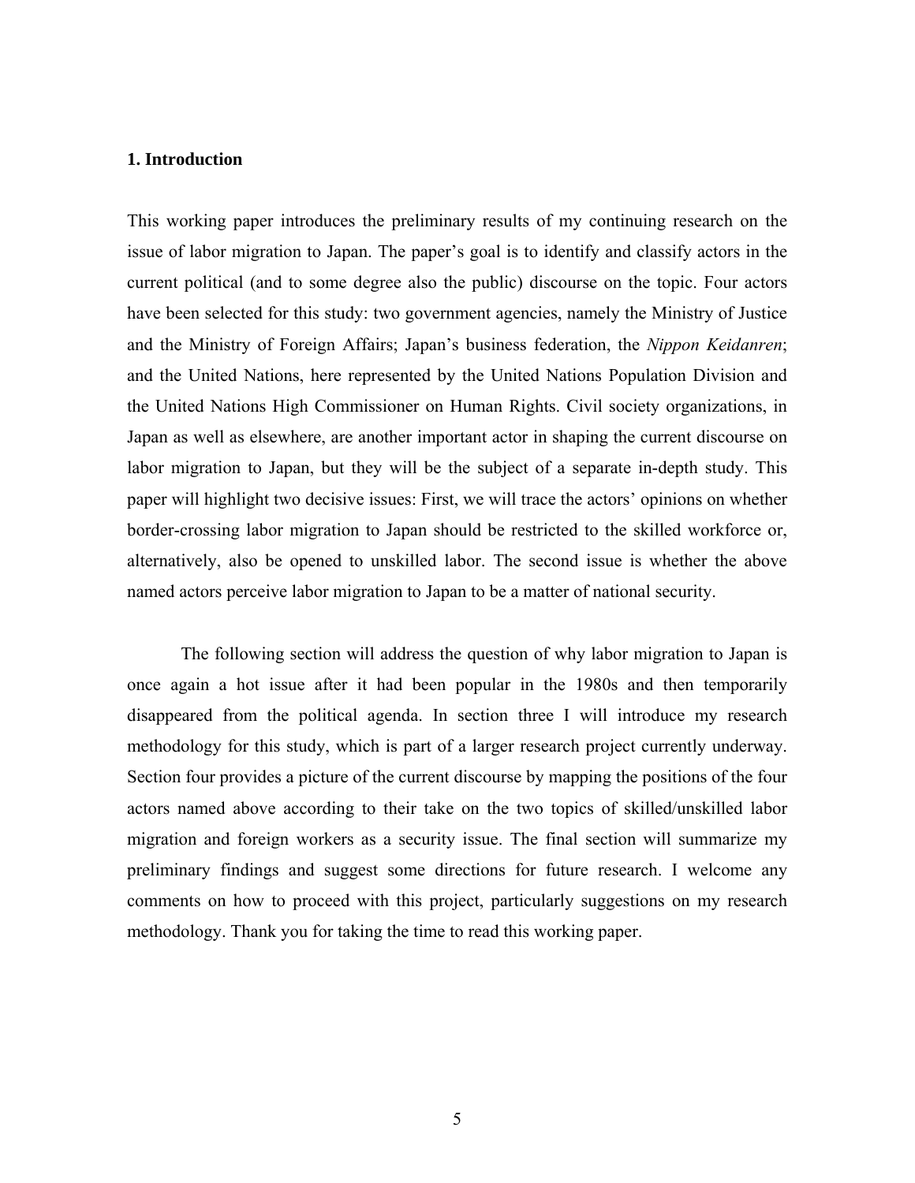## 1. Introduction

This working paper introduces the preliminary results of my continuing research on the issue of labor migration to Japan. The paper's goal is to identify and classify actors in the current political (and to some degree also the public) discourse on the topic. Four actors have been selected for this study: two government agencies, namely the Ministry of Justice and the Ministry of Foreign Affairs; Japan's business federation, the *Nippon Keidanren*; and the United Nations, here represented by the United Nations Population Division and the United Nations High Commissioner on Human Rights. Civil society organizations, in Japan as well as elsewhere, are another important actor in shaping the current discourse on labor migration to Japan, but they will be the subject of a separate in-depth study. This paper will highlight two decisive issues: First, we will trace the actors' opinions on whether border-crossing labor migration to Japan should be restricted to the skilled workforce or, alternatively, also be opened to unskilled labor. The second issue is whether the above named actors perceive labor migration to Japan to be a matter of national security.

The following section will address the question of why labor migration to Japan is once again a hot issue after it had been popular in the 1980s and then temporarily disappeared from the political agenda. In section three I will introduce my research methodology for this study, which is part of a larger research project currently underway. Section four provides a picture of the current discourse by mapping the positions of the four actors named above according to their take on the two topics of skilled/unskilled labor migration and foreign workers as a security issue. The final section will summarize my preliminary findings and suggest some directions for future research. I welcome any comments on how to proceed with this project, particularly suggestions on my research methodology. Thank you for taking the time to read this working paper.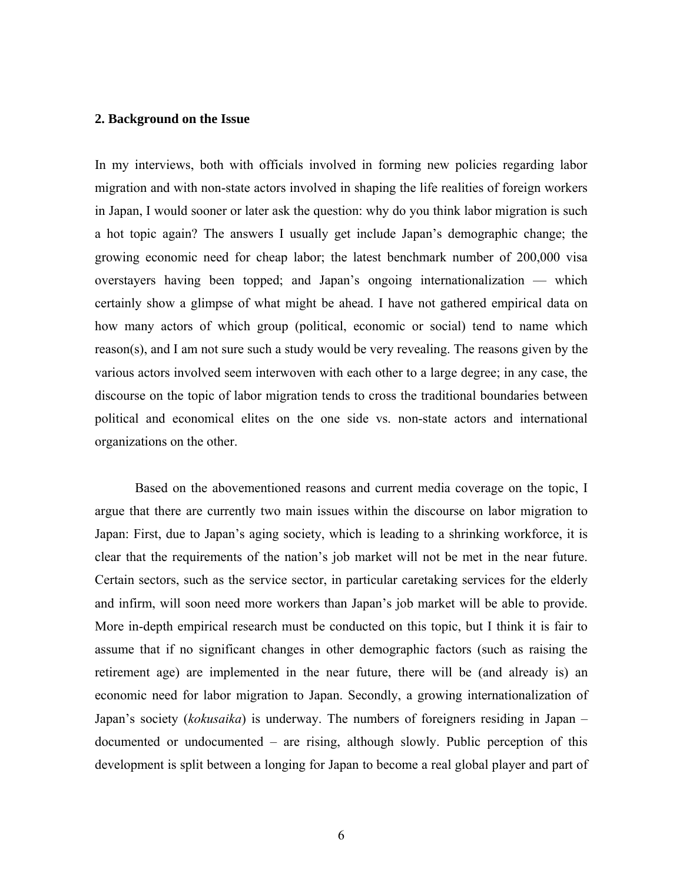## 2. Background on the Issue

In my interviews, both with officials involved in forming new policies regarding labor migration and with non-state actors involved in shaping the life realities of foreign workers in Japan, I would sooner or later ask the question: why do you think labor migration is such a hot topic again? The answers I usually get include Japan's demographic change; the growing economic need for cheap labor; the latest benchmark number of 200,000 visa overstayers having been topped; and Japan's ongoing internationalization — which certainly show a glimpse of what might be ahead. I have not gathered empirical data on how many actors of which group (political, economic or social) tend to name which reason(s), and I am not sure such a study would be very revealing. The reasons given by the various actors involved seem interwoven with each other to a large degree; in any case, the discourse on the topic of labor migration tends to cross the traditional boundaries between political and economical elites on the one side vs. non-state actors and international organizations on the other.

Based on the abovementioned reasons and current media coverage on the topic, I argue that there are currently two main issues within the discourse on labor migration to Japan: First, due to Japan's aging society, which is leading to a shrinking workforce, it is clear that the requirements of the nation's job market will not be met in the near future. Certain sectors, such as the service sector, in particular caretaking services for the elderly and infirm, will soon need more workers than Japan's job market will be able to provide. More in-depth empirical research must be conducted on this topic, but I think it is fair to assume that if no significant changes in other demographic factors (such as raising the retirement age) are implemented in the near future, there will be (and already is) an economic need for labor migration to Japan. Secondly, a growing internationalization of Japan's society (*kokusaika*) is underway. The numbers of foreigners residing in Japan – documented or undocumented – are rising, although slowly. Public perception of this development is split between a longing for Japan to become a real global player and part of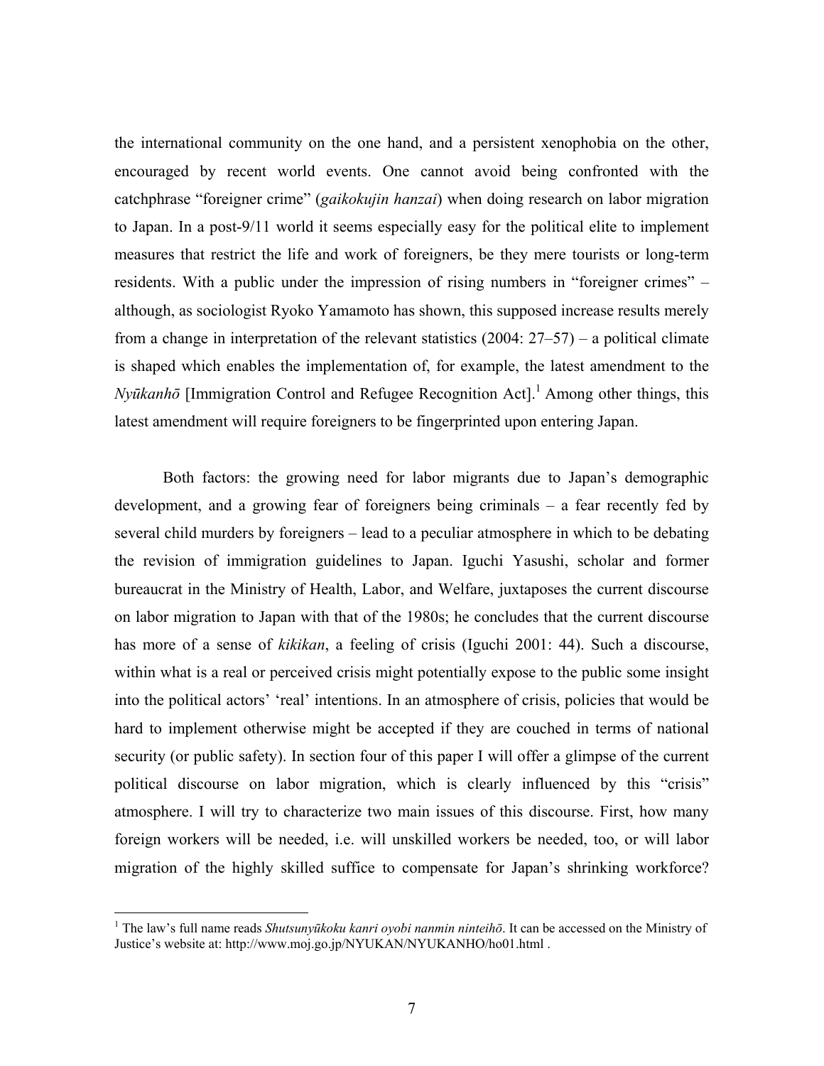the international community on the one hand, and a persistent xenophobia on the other, encouraged by recent world events. One cannot avoid being confronted with the catchphrase "foreigner crime" (*gaikokujin hanzai*) when doing research on labor migration to Japan. In a post-9/11 world it seems especially easy for the political elite to implement measures that restrict the life and work of foreigners, be they mere tourists or long-term residents. With a public under the impression of rising numbers in "foreigner crimes" – although, as sociologist Ryoko Yamamoto has shown, this supposed increase results merely from a change in interpretation of the relevant statistics (2004: 27–57) – a political climate is shaped which enables the implementation of, for example, the latest amendment to the *Nyūkanhō* [Immigration Control and Refugee Recognition Act].[1] Among other things, this latest amendment will require foreigners to be fingerprinted upon entering Japan.

Both factors: the growing need for labor migrants due to Japan's demographic development, and a growing fear of foreigners being criminals – a fear recently fed by several child murders by foreigners – lead to a peculiar atmosphere in which to be debating the revision of immigration guidelines to Japan. Iguchi Yasushi, scholar and former bureaucrat in the Ministry of Health, Labor, and Welfare, juxtaposes the current discourse on labor migration to Japan with that of the 1980s; he concludes that the current discourse has more of a sense of *kikikan*, a feeling of crisis (Iguchi 2001: 44). Such a discourse, within what is a real or perceived crisis might potentially expose to the public some insight into the political actors' 'real' intentions. In an atmosphere of crisis, policies that would be hard to implement otherwise might be accepted if they are couched in terms of national security (or public safety). In section four of this paper I will offer a glimpse of the current political discourse on labor migration, which is clearly influenced by this "crisis" atmosphere. I will try to characterize two main issues of this discourse. First, how many foreign workers will be needed, i.e. will unskilled workers be needed, too, or will labor migration of the highly skilled suffice to compensate for Japan's shrinking workforce?

[1] The law's full name reads *Shutsunyūkoku kanri oyobi nanmin ninteihō*. It can be accessed on the Ministry of Justice's website at: http://www.moj.go.jp/NYUKAN/NYUKANHO/ho01.html .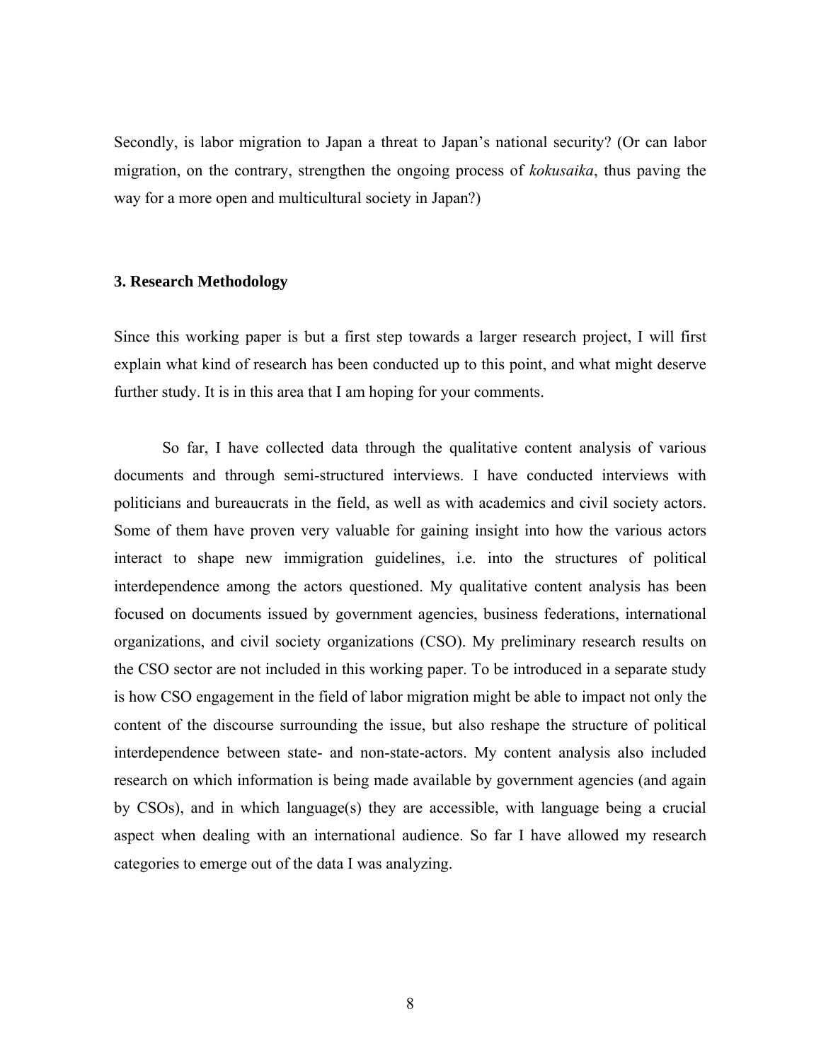Secondly, is labor migration to Japan a threat to Japan's national security? (Or can labor migration, on the contrary, strengthen the ongoing process of *kokusaika*, thus paving the way for a more open and multicultural society in Japan?)

## 3. Research Methodology

Since this working paper is but a first step towards a larger research project, I will first explain what kind of research has been conducted up to this point, and what might deserve further study. It is in this area that I am hoping for your comments.

So far, I have collected data through the qualitative content analysis of various documents and through semi-structured interviews. I have conducted interviews with politicians and bureaucrats in the field, as well as with academics and civil society actors. Some of them have proven very valuable for gaining insight into how the various actors interact to shape new immigration guidelines, i.e. into the structures of political interdependence among the actors questioned. My qualitative content analysis has been focused on documents issued by government agencies, business federations, international organizations, and civil society organizations (CSO). My preliminary research results on the CSO sector are not included in this working paper. To be introduced in a separate study is how CSO engagement in the field of labor migration might be able to impact not only the content of the discourse surrounding the issue, but also reshape the structure of political interdependence between state- and non-state-actors. My content analysis also included research on which information is being made available by government agencies (and again by CSOs), and in which language(s) they are accessible, with language being a crucial aspect when dealing with an international audience. So far I have allowed my research categories to emerge out of the data I was analyzing.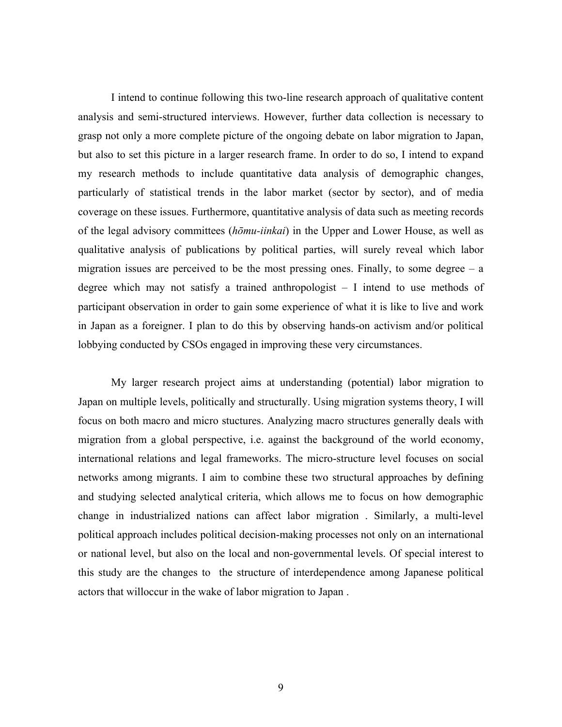I intend to continue following this two-line research approach of qualitative content analysis and semi-structured interviews. However, further data collection is necessary to grasp not only a more complete picture of the ongoing debate on labor migration to Japan, but also to set this picture in a larger research frame. In order to do so, I intend to expand my research methods to include quantitative data analysis of demographic changes, particularly of statistical trends in the labor market (sector by sector), and of media coverage on these issues. Furthermore, quantitative analysis of data such as meeting records of the legal advisory committees (*hōmu-iinkai*) in the Upper and Lower House, as well as qualitative analysis of publications by political parties, will surely reveal which labor migration issues are perceived to be the most pressing ones. Finally, to some degree – a degree which may not satisfy a trained anthropologist – I intend to use methods of participant observation in order to gain some experience of what it is like to live and work in Japan as a foreigner. I plan to do this by observing hands-on activism and/or political lobbying conducted by CSOs engaged in improving these very circumstances.

My larger research project aims at understanding (potential) labor migration to Japan on multiple levels, politically and structurally. Using migration systems theory, I will focus on both macro and micro stuctures. Analyzing macro structures generally deals with migration from a global perspective, i.e. against the background of the world economy, international relations and legal frameworks. The micro-structure level focuses on social networks among migrants. I aim to combine these two structural approaches by defining and studying selected analytical criteria, which allows me to focus on how demographic change in industrialized nations can affect labor migration . Similarly, a multi-level political approach includes political decision-making processes not only on an international or national level, but also on the local and non-governmental levels. Of special interest to this study are the changes to the structure of interdependence among Japanese political actors that willoccur in the wake of labor migration to Japan .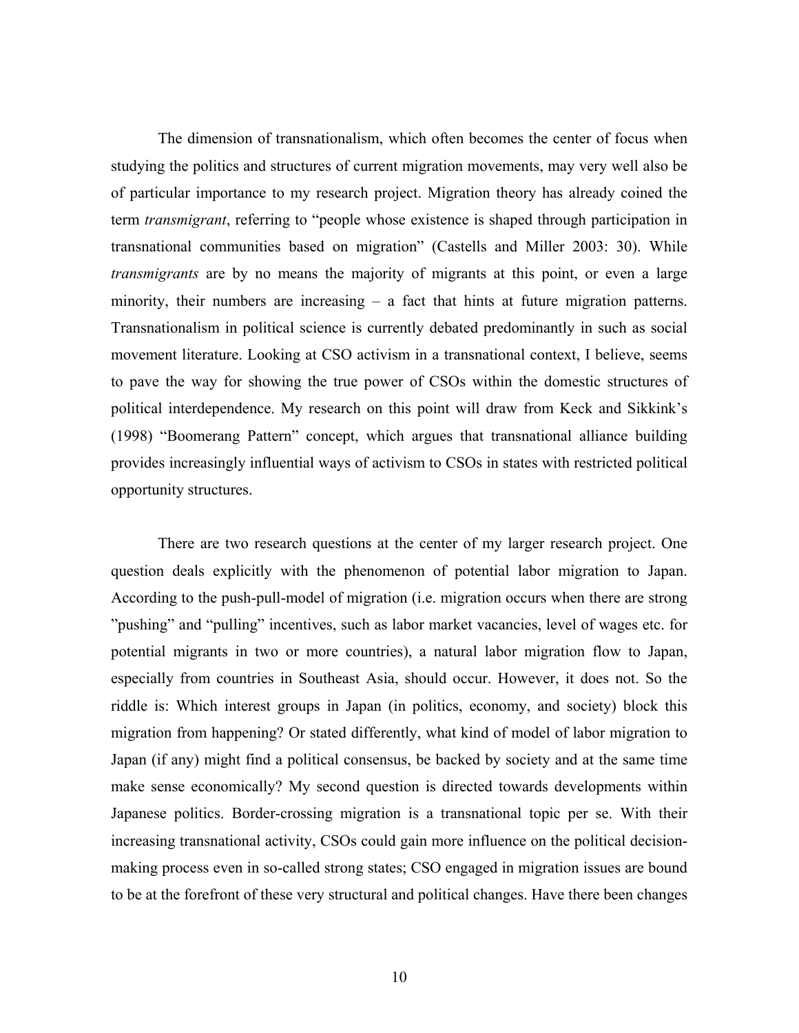The dimension of transnationalism, which often becomes the center of focus when studying the politics and structures of current migration movements, may very well also be of particular importance to my research project. Migration theory has already coined the term *transmigrant*, referring to "people whose existence is shaped through participation in transnational communities based on migration" (Castells and Miller 2003: 30). While *transmigrants* are by no means the majority of migrants at this point, or even a large minority, their numbers are increasing – a fact that hints at future migration patterns. Transnationalism in political science is currently debated predominantly in such as social movement literature. Looking at CSO activism in a transnational context, I believe, seems to pave the way for showing the true power of CSOs within the domestic structures of political interdependence. My research on this point will draw from Keck and Sikkink's (1998) "Boomerang Pattern" concept, which argues that transnational alliance building provides increasingly influential ways of activism to CSOs in states with restricted political opportunity structures.

There are two research questions at the center of my larger research project. One question deals explicitly with the phenomenon of potential labor migration to Japan. According to the push-pull-model of migration (i.e. migration occurs when there are strong "pushing" and "pulling" incentives, such as labor market vacancies, level of wages etc. for potential migrants in two or more countries), a natural labor migration flow to Japan, especially from countries in Southeast Asia, should occur. However, it does not. So the riddle is: Which interest groups in Japan (in politics, economy, and society) block this migration from happening? Or stated differently, what kind of model of labor migration to Japan (if any) might find a political consensus, be backed by society and at the same time make sense economically? My second question is directed towards developments within Japanese politics. Border-crossing migration is a transnational topic per se. With their increasing transnational activity, CSOs could gain more influence on the political decision-making process even in so-called strong states; CSO engaged in migration issues are bound to be at the forefront of these very structural and political changes. Have there been changes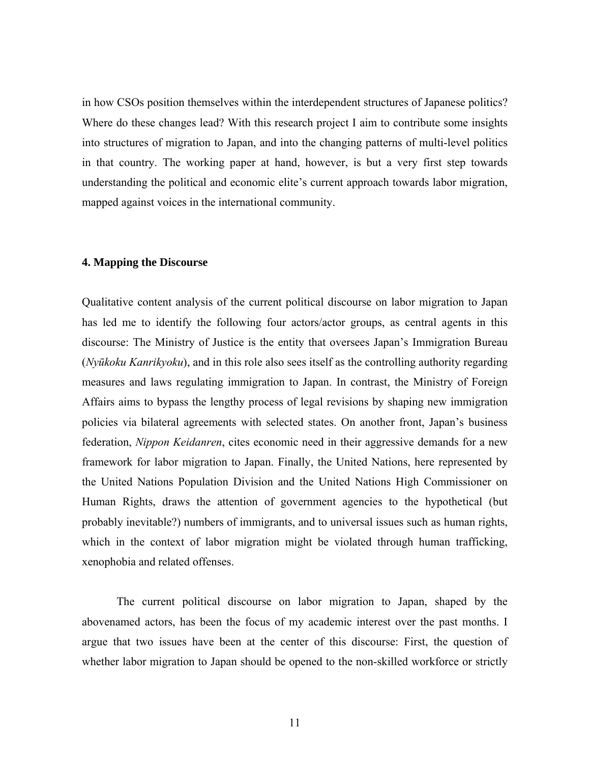in how CSOs position themselves within the interdependent structures of Japanese politics? Where do these changes lead? With this research project I aim to contribute some insights into structures of migration to Japan, and into the changing patterns of multi-level politics in that country. The working paper at hand, however, is but a very first step towards understanding the political and economic elite's current approach towards labor migration, mapped against voices in the international community.

## 4. Mapping the Discourse

Qualitative content analysis of the current political discourse on labor migration to Japan has led me to identify the following four actors/actor groups, as central agents in this discourse: The Ministry of Justice is the entity that oversees Japan's Immigration Bureau (*Nyūkoku Kanrikyoku*), and in this role also sees itself as the controlling authority regarding measures and laws regulating immigration to Japan. In contrast, the Ministry of Foreign Affairs aims to bypass the lengthy process of legal revisions by shaping new immigration policies via bilateral agreements with selected states. On another front, Japan's business federation, *Nippon Keidanren*, cites economic need in their aggressive demands for a new framework for labor migration to Japan. Finally, the United Nations, here represented by the United Nations Population Division and the United Nations High Commissioner on Human Rights, draws the attention of government agencies to the hypothetical (but probably inevitable?) numbers of immigrants, and to universal issues such as human rights, which in the context of labor migration might be violated through human trafficking, xenophobia and related offenses.

The current political discourse on labor migration to Japan, shaped by the abovenamed actors, has been the focus of my academic interest over the past months. I argue that two issues have been at the center of this discourse: First, the question of whether labor migration to Japan should be opened to the non-skilled workforce or strictly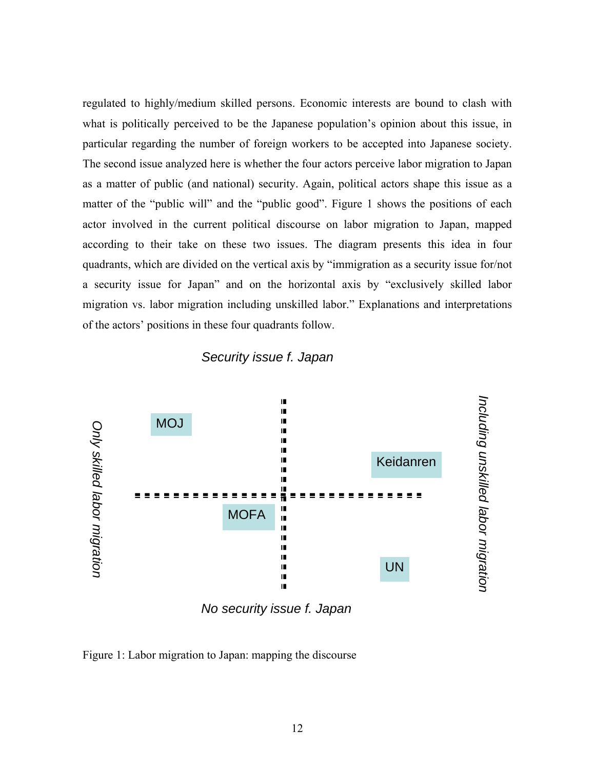regulated to highly/medium skilled persons. Economic interests are bound to clash with what is politically perceived to be the Japanese population's opinion about this issue, in particular regarding the number of foreign workers to be accepted into Japanese society. The second issue analyzed here is whether the four actors perceive labor migration to Japan as a matter of public (and national) security. Again, political actors shape this issue as a matter of the "public will" and the "public good". Figure 1 shows the positions of each actor involved in the current political discourse on labor migration to Japan, mapped according to their take on these two issues. The diagram presents this idea in four quadrants, which are divided on the vertical axis by "immigration as a security issue for/not a security issue for Japan" and on the horizontal axis by "exclusively skilled labor migration vs. labor migration including unskilled labor." Explanations and interpretations of the actors' positions in these four quadrants follow.

*Security issue f. Japan*

*Only skilled labor migration*

MOJ

Keidanren

MOFA

UN

*Including unskilled labor migration*

*No security issue f. Japan*

Figure 1: Labor migration to Japan: mapping the discourse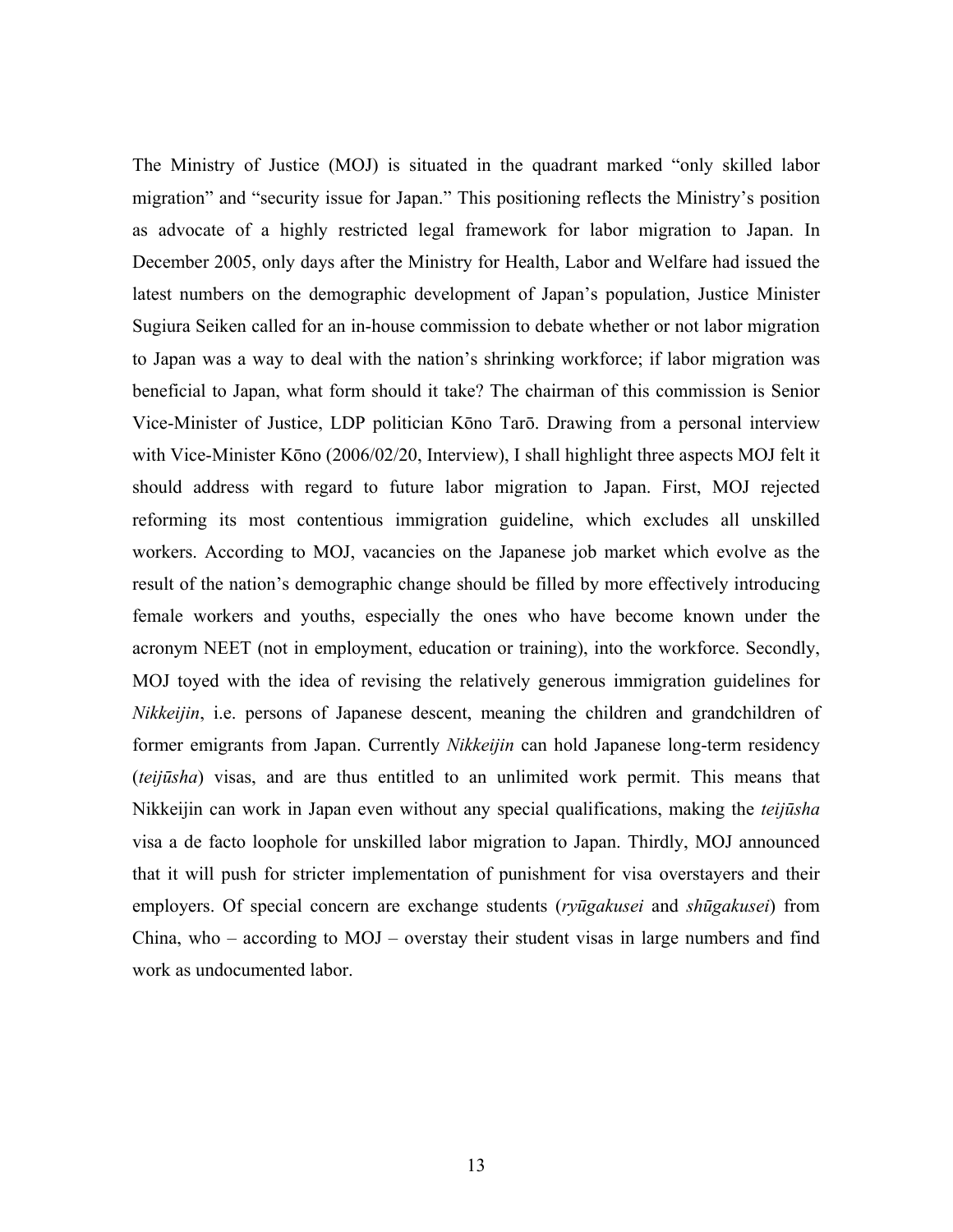The Ministry of Justice (MOJ) is situated in the quadrant marked "only skilled labor migration" and "security issue for Japan." This positioning reflects the Ministry's position as advocate of a highly restricted legal framework for labor migration to Japan. In December 2005, only days after the Ministry for Health, Labor and Welfare had issued the latest numbers on the demographic development of Japan's population, Justice Minister Sugiura Seiken called for an in-house commission to debate whether or not labor migration to Japan was a way to deal with the nation's shrinking workforce; if labor migration was beneficial to Japan, what form should it take? The chairman of this commission is Senior Vice-Minister of Justice, LDP politician Kōno Tarō. Drawing from a personal interview with Vice-Minister Kōno (2006/02/20, Interview), I shall highlight three aspects MOJ felt it should address with regard to future labor migration to Japan. First, MOJ rejected reforming its most contentious immigration guideline, which excludes all unskilled workers. According to MOJ, vacancies on the Japanese job market which evolve as the result of the nation's demographic change should be filled by more effectively introducing female workers and youths, especially the ones who have become known under the acronym NEET (not in employment, education or training), into the workforce. Secondly, MOJ toyed with the idea of revising the relatively generous immigration guidelines for *Nikkeijin*, i.e. persons of Japanese descent, meaning the children and grandchildren of former emigrants from Japan. Currently *Nikkeijin* can hold Japanese long-term residency (*teijūsha*) visas, and are thus entitled to an unlimited work permit. This means that Nikkeijin can work in Japan even without any special qualifications, making the *teijūsha* visa a de facto loophole for unskilled labor migration to Japan. Thirdly, MOJ announced that it will push for stricter implementation of punishment for visa overstayers and their employers. Of special concern are exchange students (*ryūgakusei* and *shūgakusei*) from China, who – according to MOJ – overstay their student visas in large numbers and find work as undocumented labor.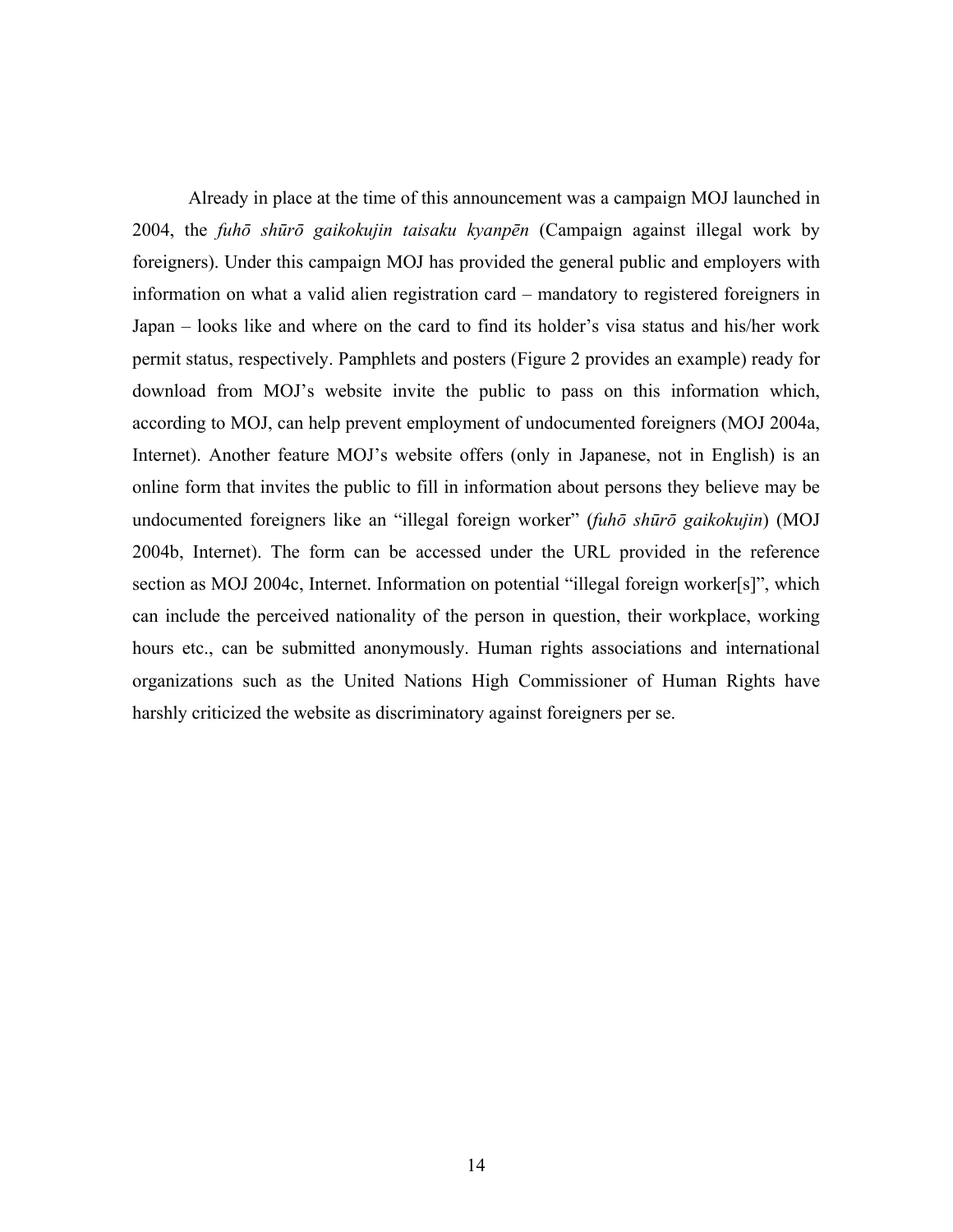Already in place at the time of this announcement was a campaign MOJ launched in 2004, the *fuhō shūrō gaikokujin taisaku kyanpēn* (Campaign against illegal work by foreigners). Under this campaign MOJ has provided the general public and employers with information on what a valid alien registration card – mandatory to registered foreigners in Japan – looks like and where on the card to find its holder's visa status and his/her work permit status, respectively. Pamphlets and posters (Figure 2 provides an example) ready for download from MOJ's website invite the public to pass on this information which, according to MOJ, can help prevent employment of undocumented foreigners (MOJ 2004a, Internet). Another feature MOJ's website offers (only in Japanese, not in English) is an online form that invites the public to fill in information about persons they believe may be undocumented foreigners like an "illegal foreign worker" (*fuhō shūrō gaikokujin*) (MOJ 2004b, Internet). The form can be accessed under the URL provided in the reference section as MOJ 2004c, Internet. Information on potential "illegal foreign worker[s]", which can include the perceived nationality of the person in question, their workplace, working hours etc., can be submitted anonymously. Human rights associations and international organizations such as the United Nations High Commissioner of Human Rights have harshly criticized the website as discriminatory against foreigners per se.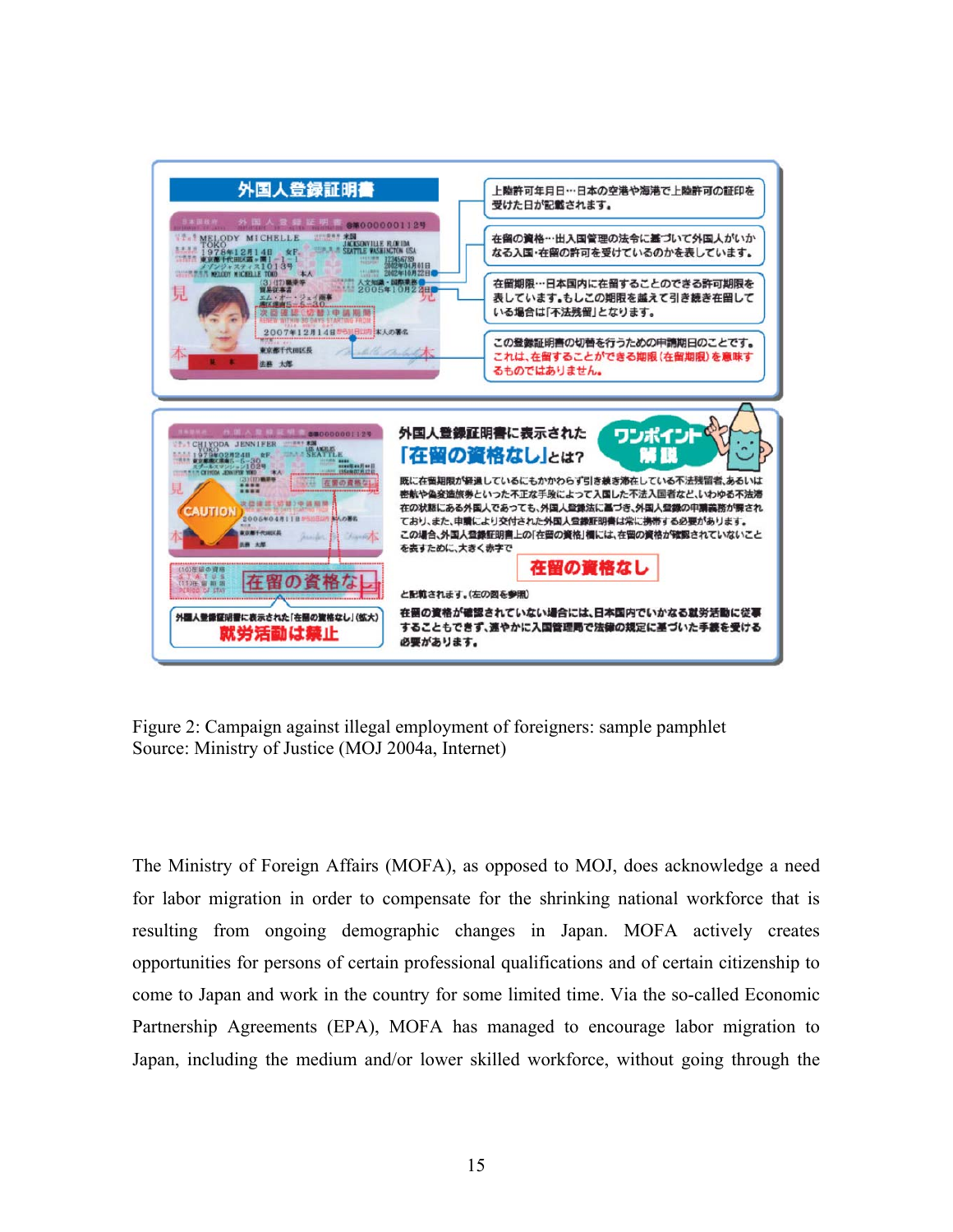Figure 2: Campaign against illegal employment of foreigners: sample pamphlet
Source: Ministry of Justice (MOJ 2004a, Internet)

The Ministry of Foreign Affairs (MOFA), as opposed to MOJ, does acknowledge a need for labor migration in order to compensate for the shrinking national workforce that is resulting from ongoing demographic changes in Japan. MOFA actively creates opportunities for persons of certain professional qualifications and of certain citizenship to come to Japan and work in the country for some limited time. Via the so-called Economic Partnership Agreements (EPA), MOFA has managed to encourage labor migration to Japan, including the medium and/or lower skilled workforce, without going through the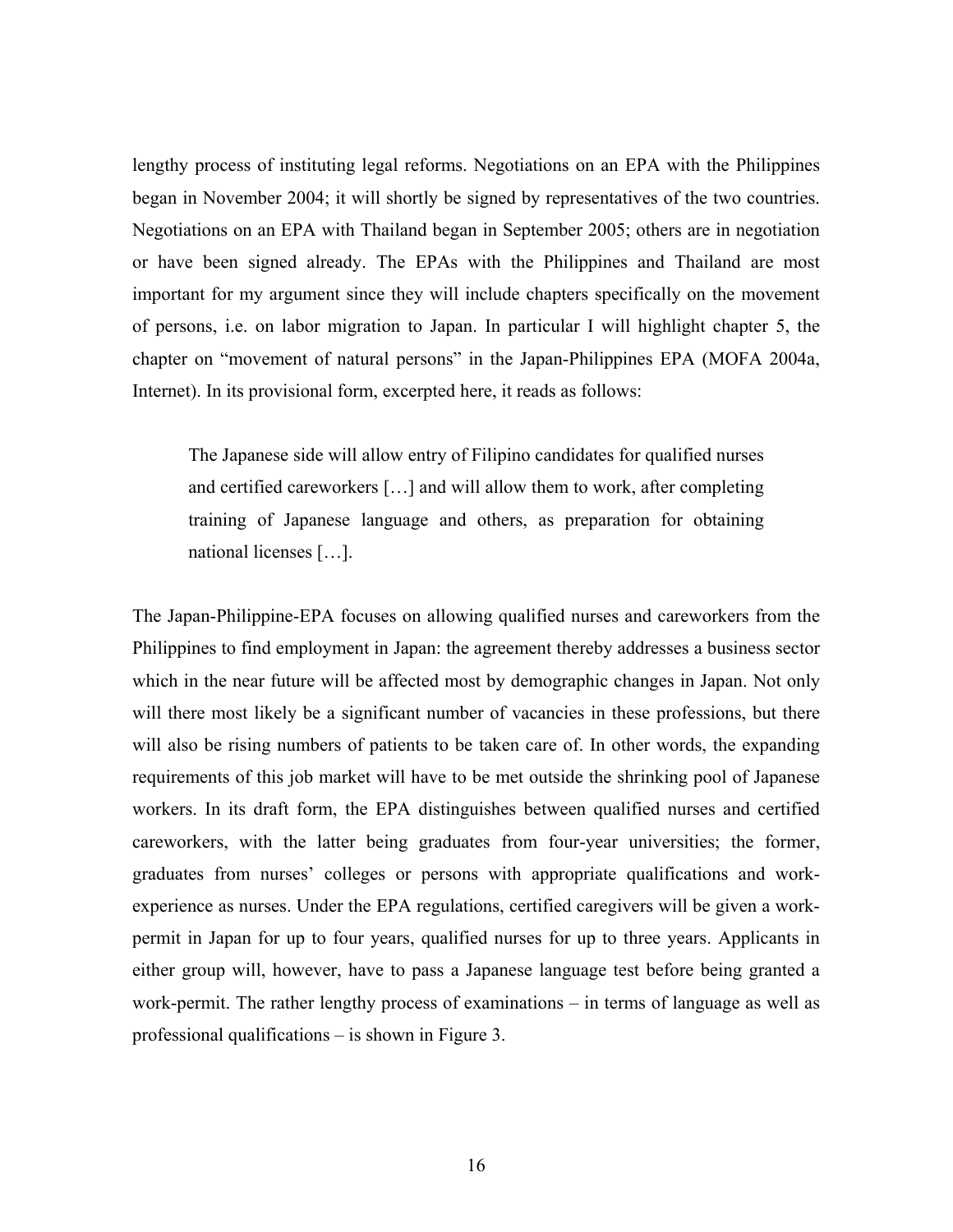lengthy process of instituting legal reforms. Negotiations on an EPA with the Philippines began in November 2004; it will shortly be signed by representatives of the two countries. Negotiations on an EPA with Thailand began in September 2005; others are in negotiation or have been signed already. The EPAs with the Philippines and Thailand are most important for my argument since they will include chapters specifically on the movement of persons, i.e. on labor migration to Japan. In particular I will highlight chapter 5, the chapter on "movement of natural persons" in the Japan-Philippines EPA (MOFA 2004a, Internet). In its provisional form, excerpted here, it reads as follows:

> The Japanese side will allow entry of Filipino candidates for qualified nurses and certified careworkers […] and will allow them to work, after completing training of Japanese language and others, as preparation for obtaining national licenses […].

The Japan-Philippine-EPA focuses on allowing qualified nurses and careworkers from the Philippines to find employment in Japan: the agreement thereby addresses a business sector which in the near future will be affected most by demographic changes in Japan. Not only will there most likely be a significant number of vacancies in these professions, but there will also be rising numbers of patients to be taken care of. In other words, the expanding requirements of this job market will have to be met outside the shrinking pool of Japanese workers. In its draft form, the EPA distinguishes between qualified nurses and certified careworkers, with the latter being graduates from four-year universities; the former, graduates from nurses' colleges or persons with appropriate qualifications and work-experience as nurses. Under the EPA regulations, certified caregivers will be given a work-permit in Japan for up to four years, qualified nurses for up to three years. Applicants in either group will, however, have to pass a Japanese language test before being granted a work-permit. The rather lengthy process of examinations – in terms of language as well as professional qualifications – is shown in Figure 3.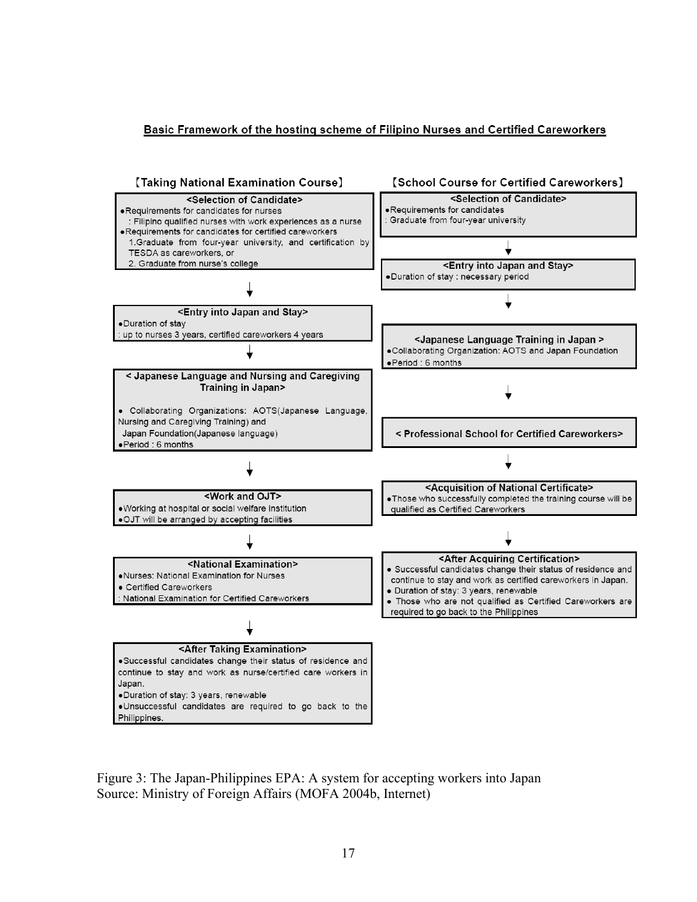**Basic Framework of the hosting scheme of Filipino Nurses and Certified Careworkers**

**【Taking National Examination Course】**

**<Selection of Candidate>**

- Requirements for candidates for nurses
  : Filipino qualified nurses with work experiences as a nurse
- Requirements for candidates for certified careworkers
  1. Graduate from four-year university, and certification by TESDA as careworkers, or
  2. Graduate from nurse's college

↓

**<Entry into Japan and Stay>**

- Duration of stay
  : up to nurses 3 years, certified careworkers 4 years

↓

**< Japanese Language and Nursing and Caregiving Training in Japan>**

- Collaborating Organizations: AOTS(Japanese Language, Nursing and Caregiving Training) and Japan Foundation(Japanese language)
- Period : 6 months

↓

**<Work and OJT>**

- Working at hospital or social welfare institution
- OJT will be arranged by accepting facilities

↓

**<National Examination>**

- Nurses: National Examination for Nurses
- Certified Careworkers
  : National Examination for Certified Careworkers

↓

**<After Taking Examination>**

- Successful candidates change their status of residence and continue to stay and work as nurse/certified care workers in Japan.
- Duration of stay: 3 years, renewable
- Unsuccessful candidates are required to go back to the Philippines.

**【School Course for Certified Careworkers】**

**<Selection of Candidate>**

- Requirements for candidates
  : Graduate from four-year university

↓

**<Entry into Japan and Stay>**

- Duration of stay : necessary period

↓

**<Japanese Language Training in Japan >**

- Collaborating Organization: AOTS and Japan Foundation
- Period : 6 months

↓

**< Professional School for Certified Careworkers>**

↓

**<Acquisition of National Certificate>**

- Those who successfully completed the training course will be qualified as Certified Careworkers

↓

**<After Acquiring Certification>**

- Successful candidates change their status of residence and continue to stay and work as certified careworkers in Japan.
- Duration of stay: 3 years, renewable
- Those who are not qualified as Certified Careworkers are required to go back to the Philippines

Figure 3: The Japan-Philippines EPA: A system for accepting workers into Japan
Source: Ministry of Foreign Affairs (MOFA 2004b, Internet)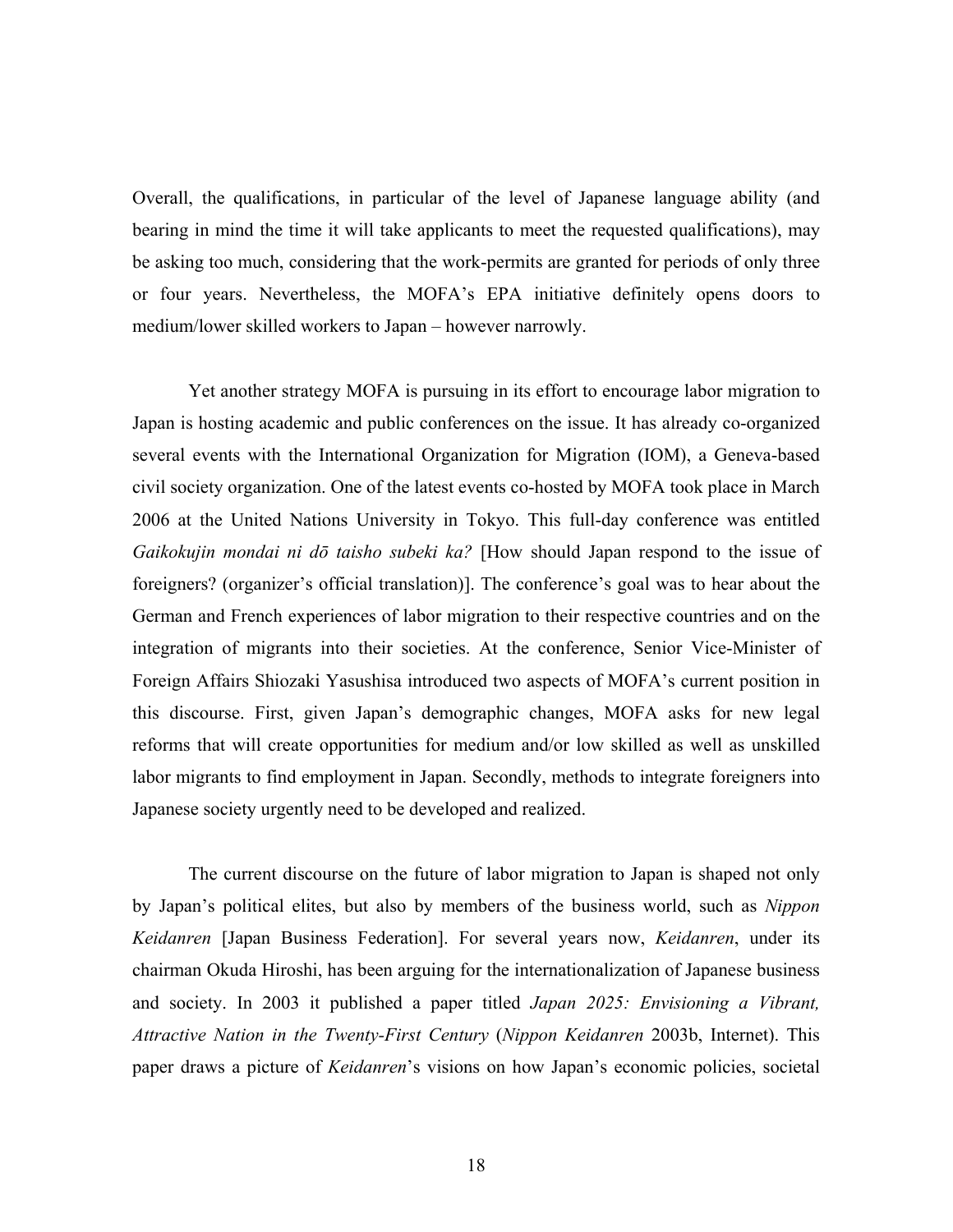Overall, the qualifications, in particular of the level of Japanese language ability (and bearing in mind the time it will take applicants to meet the requested qualifications), may be asking too much, considering that the work-permits are granted for periods of only three or four years. Nevertheless, the MOFA's EPA initiative definitely opens doors to medium/lower skilled workers to Japan – however narrowly.

Yet another strategy MOFA is pursuing in its effort to encourage labor migration to Japan is hosting academic and public conferences on the issue. It has already co-organized several events with the International Organization for Migration (IOM), a Geneva-based civil society organization. One of the latest events co-hosted by MOFA took place in March 2006 at the United Nations University in Tokyo. This full-day conference was entitled *Gaikokujin mondai ni dō taisho subeki ka?* [How should Japan respond to the issue of foreigners? (organizer's official translation)]. The conference's goal was to hear about the German and French experiences of labor migration to their respective countries and on the integration of migrants into their societies. At the conference, Senior Vice-Minister of Foreign Affairs Shiozaki Yasushisa introduced two aspects of MOFA's current position in this discourse. First, given Japan's demographic changes, MOFA asks for new legal reforms that will create opportunities for medium and/or low skilled as well as unskilled labor migrants to find employment in Japan. Secondly, methods to integrate foreigners into Japanese society urgently need to be developed and realized.

The current discourse on the future of labor migration to Japan is shaped not only by Japan's political elites, but also by members of the business world, such as *Nippon Keidanren* [Japan Business Federation]. For several years now, *Keidanren*, under its chairman Okuda Hiroshi, has been arguing for the internationalization of Japanese business and society. In 2003 it published a paper titled *Japan 2025: Envisioning a Vibrant, Attractive Nation in the Twenty-First Century* (*Nippon Keidanren* 2003b, Internet). This paper draws a picture of *Keidanren*'s visions on how Japan's economic policies, societal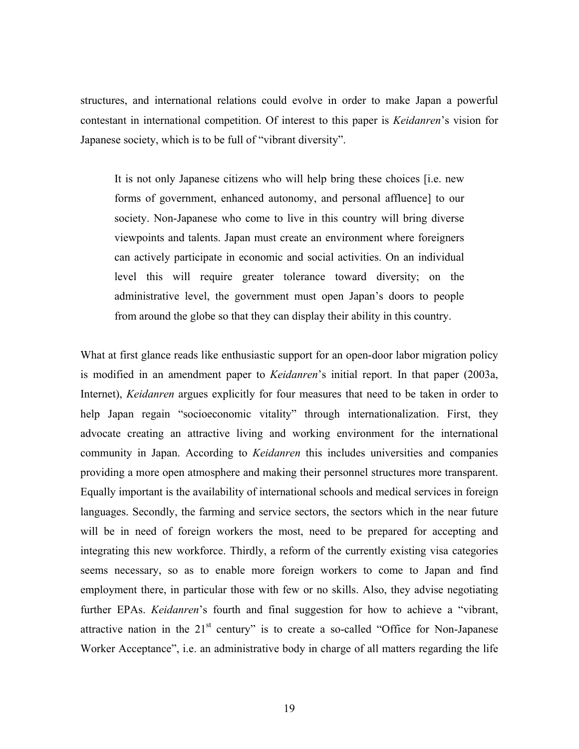structures, and international relations could evolve in order to make Japan a powerful contestant in international competition. Of interest to this paper is *Keidanren*'s vision for Japanese society, which is to be full of "vibrant diversity".

> It is not only Japanese citizens who will help bring these choices [i.e. new forms of government, enhanced autonomy, and personal affluence] to our society. Non-Japanese who come to live in this country will bring diverse viewpoints and talents. Japan must create an environment where foreigners can actively participate in economic and social activities. On an individual level this will require greater tolerance toward diversity; on the administrative level, the government must open Japan's doors to people from around the globe so that they can display their ability in this country.

What at first glance reads like enthusiastic support for an open-door labor migration policy is modified in an amendment paper to *Keidanren*'s initial report. In that paper (2003a, Internet), *Keidanren* argues explicitly for four measures that need to be taken in order to help Japan regain "socioeconomic vitality" through internationalization. First, they advocate creating an attractive living and working environment for the international community in Japan. According to *Keidanren* this includes universities and companies providing a more open atmosphere and making their personnel structures more transparent. Equally important is the availability of international schools and medical services in foreign languages. Secondly, the farming and service sectors, the sectors which in the near future will be in need of foreign workers the most, need to be prepared for accepting and integrating this new workforce. Thirdly, a reform of the currently existing visa categories seems necessary, so as to enable more foreign workers to come to Japan and find employment there, in particular those with few or no skills. Also, they advise negotiating further EPAs. *Keidanren*'s fourth and final suggestion for how to achieve a "vibrant, attractive nation in the 21st century" is to create a so-called "Office for Non-Japanese Worker Acceptance", i.e. an administrative body in charge of all matters regarding the life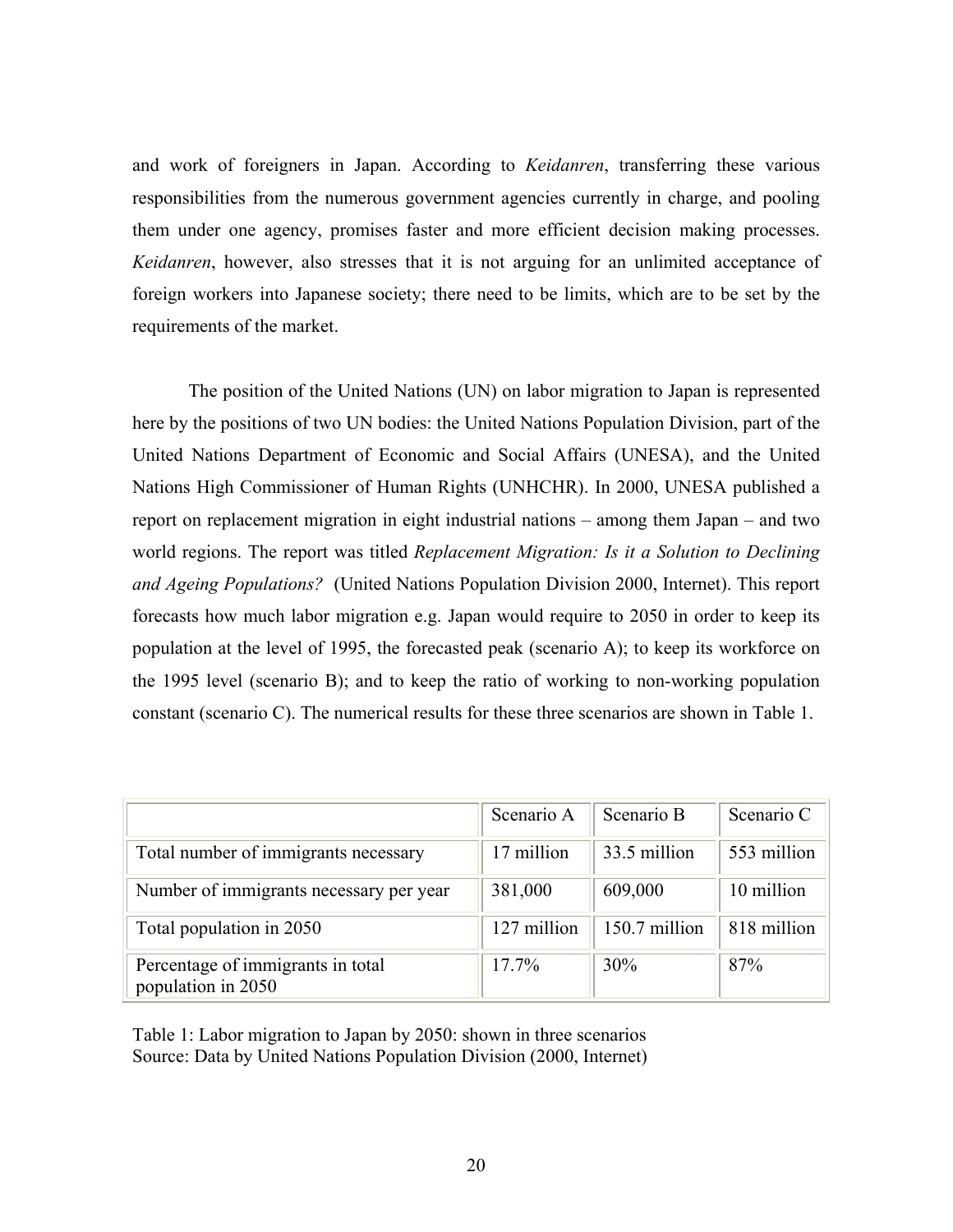and work of foreigners in Japan. According to *Keidanren*, transferring these various responsibilities from the numerous government agencies currently in charge, and pooling them under one agency, promises faster and more efficient decision making processes. *Keidanren*, however, also stresses that it is not arguing for an unlimited acceptance of foreign workers into Japanese society; there need to be limits, which are to be set by the requirements of the market.

The position of the United Nations (UN) on labor migration to Japan is represented here by the positions of two UN bodies: the United Nations Population Division, part of the United Nations Department of Economic and Social Affairs (UNESA), and the United Nations High Commissioner of Human Rights (UNHCHR). In 2000, UNESA published a report on replacement migration in eight industrial nations – among them Japan – and two world regions. The report was titled *Replacement Migration: Is it a Solution to Declining and Ageing Populations?* (United Nations Population Division 2000, Internet). This report forecasts how much labor migration e.g. Japan would require to 2050 in order to keep its population at the level of 1995, the forecasted peak (scenario A); to keep its workforce on the 1995 level (scenario B); and to keep the ratio of working to non-working population constant (scenario C). The numerical results for these three scenarios are shown in Table 1.

| | Scenario A | Scenario B | Scenario C |
|---|---|---|---|
| Total number of immigrants necessary | 17 million | 33.5 million | 553 million |
| Number of immigrants necessary per year | 381,000 | 609,000 | 10 million |
| Total population in 2050 | 127 million | 150.7 million | 818 million |
| Percentage of immigrants in total population in 2050 | 17.7% | 30% | 87% |

Table 1: Labor migration to Japan by 2050: shown in three scenarios
Source: Data by United Nations Population Division (2000, Internet)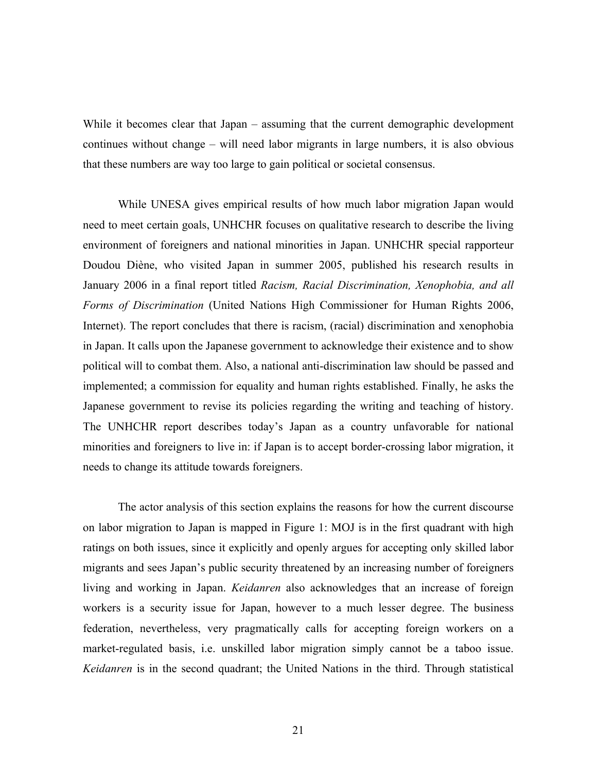While it becomes clear that Japan – assuming that the current demographic development continues without change – will need labor migrants in large numbers, it is also obvious that these numbers are way too large to gain political or societal consensus.

While UNESA gives empirical results of how much labor migration Japan would need to meet certain goals, UNHCHR focuses on qualitative research to describe the living environment of foreigners and national minorities in Japan. UNHCHR special rapporteur Doudou Diène, who visited Japan in summer 2005, published his research results in January 2006 in a final report titled *Racism, Racial Discrimination, Xenophobia, and all Forms of Discrimination* (United Nations High Commissioner for Human Rights 2006, Internet). The report concludes that there is racism, (racial) discrimination and xenophobia in Japan. It calls upon the Japanese government to acknowledge their existence and to show political will to combat them. Also, a national anti-discrimination law should be passed and implemented; a commission for equality and human rights established. Finally, he asks the Japanese government to revise its policies regarding the writing and teaching of history. The UNHCHR report describes today's Japan as a country unfavorable for national minorities and foreigners to live in: if Japan is to accept border-crossing labor migration, it needs to change its attitude towards foreigners.

The actor analysis of this section explains the reasons for how the current discourse on labor migration to Japan is mapped in Figure 1: MOJ is in the first quadrant with high ratings on both issues, since it explicitly and openly argues for accepting only skilled labor migrants and sees Japan's public security threatened by an increasing number of foreigners living and working in Japan. *Keidanren* also acknowledges that an increase of foreign workers is a security issue for Japan, however to a much lesser degree. The business federation, nevertheless, very pragmatically calls for accepting foreign workers on a market-regulated basis, i.e. unskilled labor migration simply cannot be a taboo issue. *Keidanren* is in the second quadrant; the United Nations in the third. Through statistical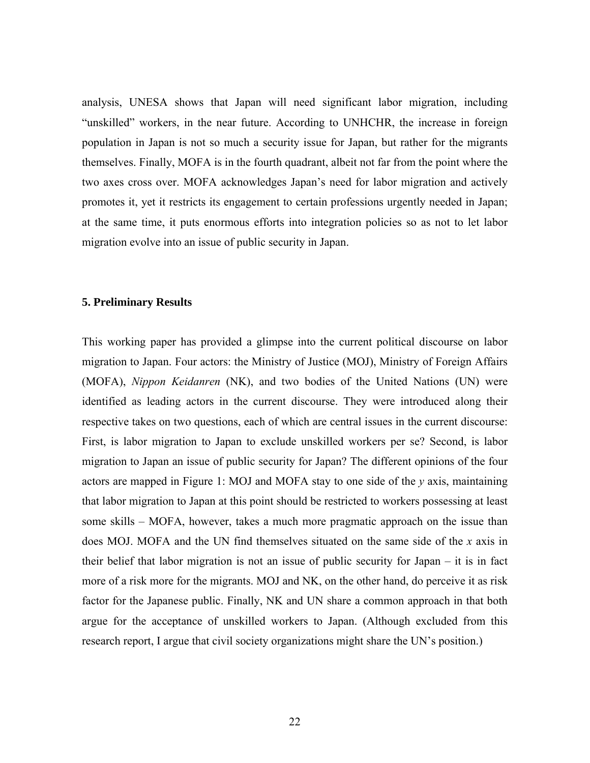analysis, UNESA shows that Japan will need significant labor migration, including "unskilled" workers, in the near future. According to UNHCHR, the increase in foreign population in Japan is not so much a security issue for Japan, but rather for the migrants themselves. Finally, MOFA is in the fourth quadrant, albeit not far from the point where the two axes cross over. MOFA acknowledges Japan's need for labor migration and actively promotes it, yet it restricts its engagement to certain professions urgently needed in Japan; at the same time, it puts enormous efforts into integration policies so as not to let labor migration evolve into an issue of public security in Japan.

## 5. Preliminary Results

This working paper has provided a glimpse into the current political discourse on labor migration to Japan. Four actors: the Ministry of Justice (MOJ), Ministry of Foreign Affairs (MOFA), *Nippon Keidanren* (NK), and two bodies of the United Nations (UN) were identified as leading actors in the current discourse. They were introduced along their respective takes on two questions, each of which are central issues in the current discourse: First, is labor migration to Japan to exclude unskilled workers per se? Second, is labor migration to Japan an issue of public security for Japan? The different opinions of the four actors are mapped in Figure 1: MOJ and MOFA stay to one side of the *y* axis, maintaining that labor migration to Japan at this point should be restricted to workers possessing at least some skills – MOFA, however, takes a much more pragmatic approach on the issue than does MOJ. MOFA and the UN find themselves situated on the same side of the *x* axis in their belief that labor migration is not an issue of public security for Japan – it is in fact more of a risk more for the migrants. MOJ and NK, on the other hand, do perceive it as risk factor for the Japanese public. Finally, NK and UN share a common approach in that both argue for the acceptance of unskilled workers to Japan. (Although excluded from this research report, I argue that civil society organizations might share the UN's position.)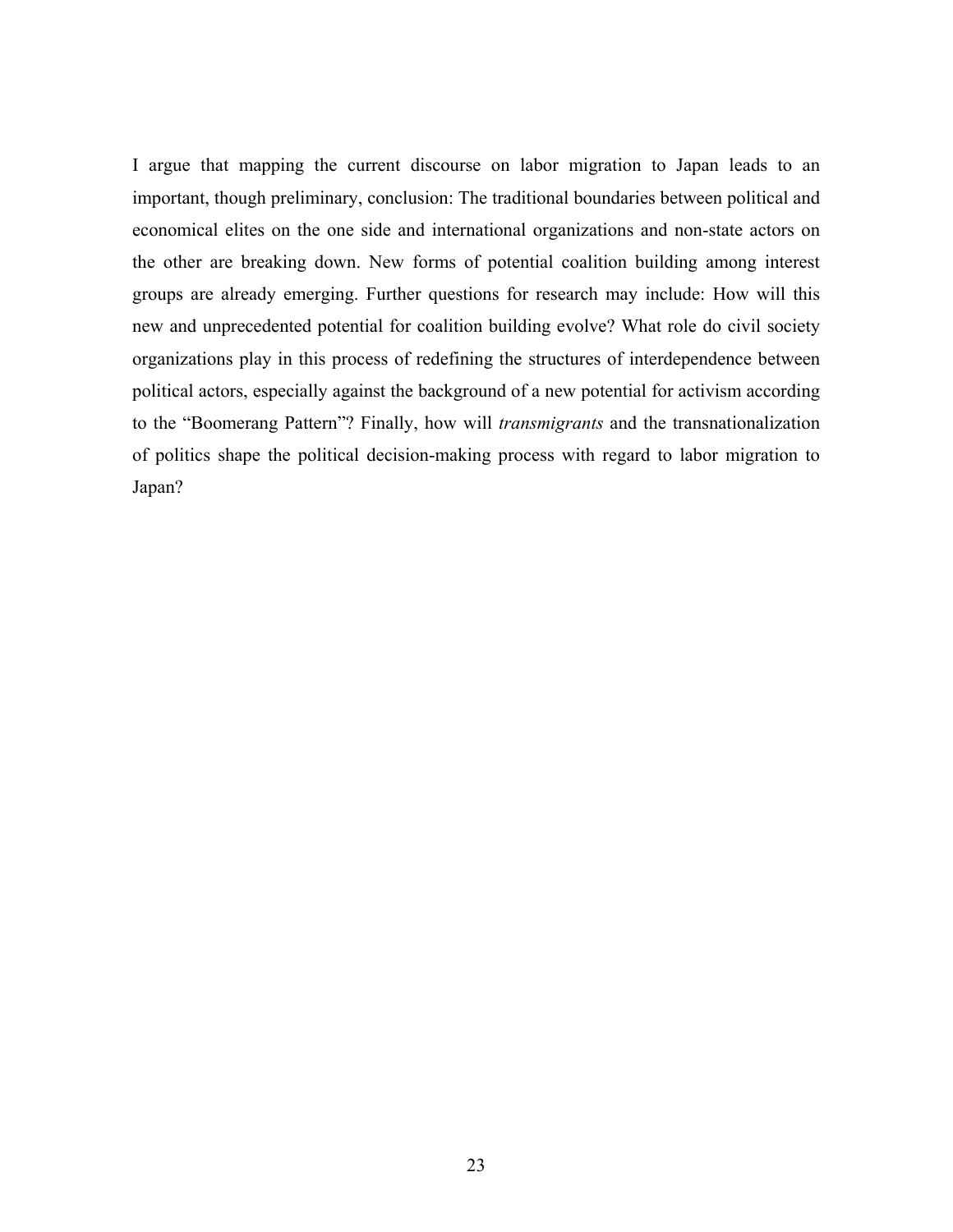I argue that mapping the current discourse on labor migration to Japan leads to an important, though preliminary, conclusion: The traditional boundaries between political and economical elites on the one side and international organizations and non-state actors on the other are breaking down. New forms of potential coalition building among interest groups are already emerging. Further questions for research may include: How will this new and unprecedented potential for coalition building evolve? What role do civil society organizations play in this process of redefining the structures of interdependence between political actors, especially against the background of a new potential for activism according to the "Boomerang Pattern"? Finally, how will *transmigrants* and the transnationalization of politics shape the political decision-making process with regard to labor migration to Japan?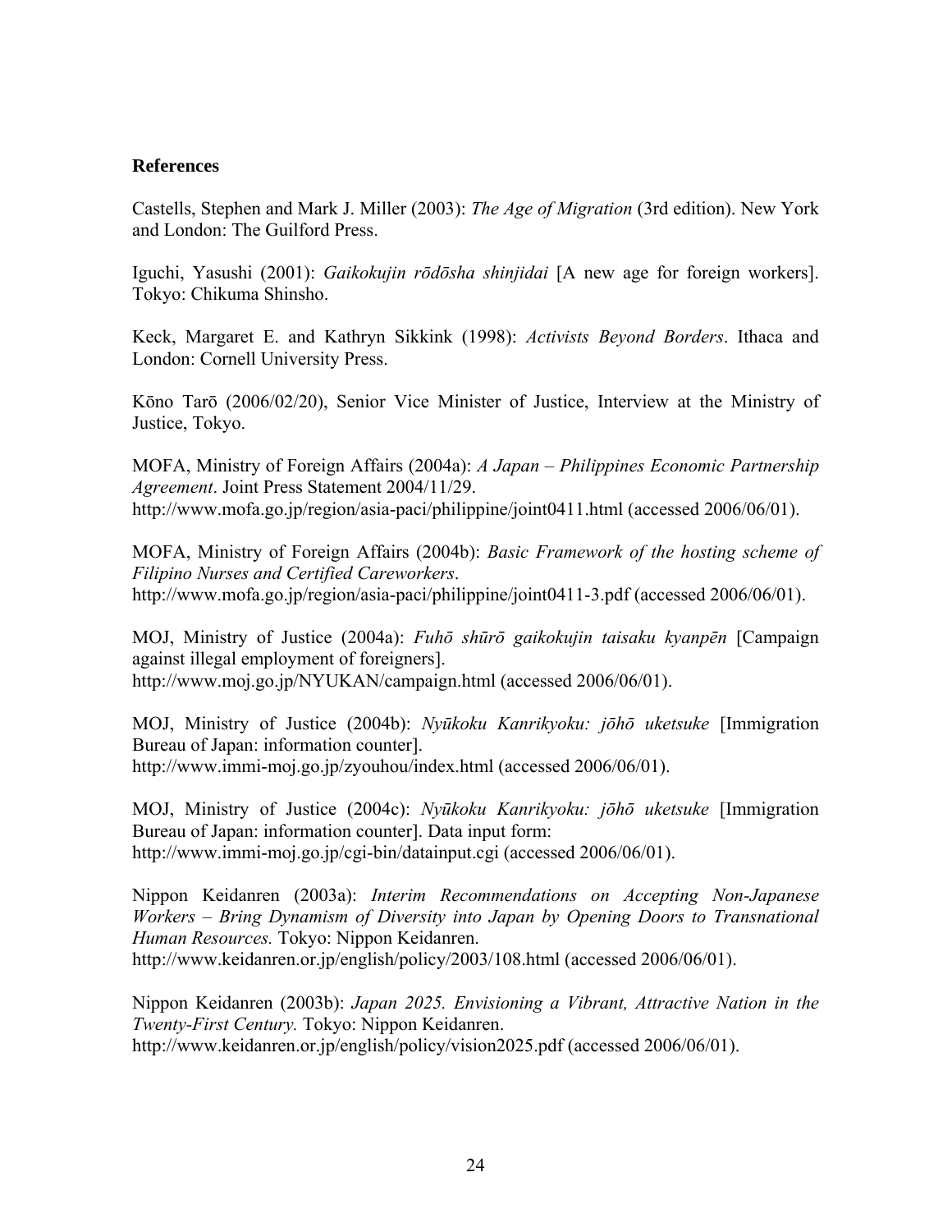## References

Castells, Stephen and Mark J. Miller (2003): *The Age of Migration* (3rd edition). New York and London: The Guilford Press.

Iguchi, Yasushi (2001): *Gaikokujin rōdōsha shinjidai* [A new age for foreign workers]. Tokyo: Chikuma Shinsho.

Keck, Margaret E. and Kathryn Sikkink (1998): *Activists Beyond Borders*. Ithaca and London: Cornell University Press.

Kōno Tarō (2006/02/20), Senior Vice Minister of Justice, Interview at the Ministry of Justice, Tokyo.

MOFA, Ministry of Foreign Affairs (2004a): *A Japan – Philippines Economic Partnership Agreement*. Joint Press Statement 2004/11/29.
http://www.mofa.go.jp/region/asia-paci/philippine/joint0411.html (accessed 2006/06/01).

MOFA, Ministry of Foreign Affairs (2004b): *Basic Framework of the hosting scheme of Filipino Nurses and Certified Careworkers*.
http://www.mofa.go.jp/region/asia-paci/philippine/joint0411-3.pdf (accessed 2006/06/01).

MOJ, Ministry of Justice (2004a): *Fuhō shūrō gaikokujin taisaku kyanpēn* [Campaign against illegal employment of foreigners].
http://www.moj.go.jp/NYUKAN/campaign.html (accessed 2006/06/01).

MOJ, Ministry of Justice (2004b): *Nyūkoku Kanrikyoku: jōhō uketsuke* [Immigration Bureau of Japan: information counter].
http://www.immi-moj.go.jp/zyouhou/index.html (accessed 2006/06/01).

MOJ, Ministry of Justice (2004c): *Nyūkoku Kanrikyoku: jōhō uketsuke* [Immigration Bureau of Japan: information counter]. Data input form:
http://www.immi-moj.go.jp/cgi-bin/datainput.cgi (accessed 2006/06/01).

Nippon Keidanren (2003a): *Interim Recommendations on Accepting Non-Japanese Workers – Bring Dynamism of Diversity into Japan by Opening Doors to Transnational Human Resources.* Tokyo: Nippon Keidanren.
http://www.keidanren.or.jp/english/policy/2003/108.html (accessed 2006/06/01).

Nippon Keidanren (2003b): *Japan 2025. Envisioning a Vibrant, Attractive Nation in the Twenty-First Century.* Tokyo: Nippon Keidanren.
http://www.keidanren.or.jp/english/policy/vision2025.pdf (accessed 2006/06/01).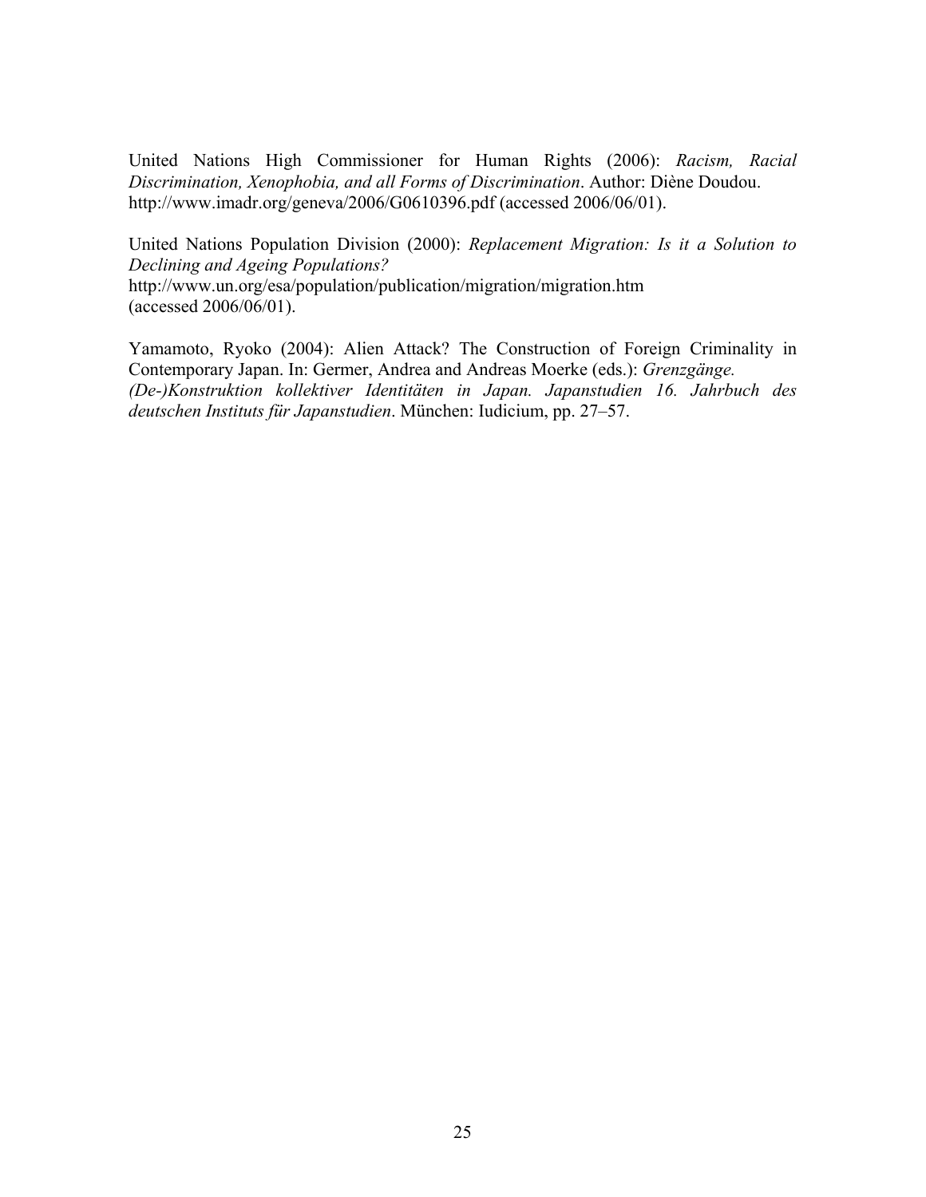United Nations High Commissioner for Human Rights (2006): *Racism, Racial Discrimination, Xenophobia, and all Forms of Discrimination*. Author: Diène Doudou. http://www.imadr.org/geneva/2006/G0610396.pdf (accessed 2006/06/01).

United Nations Population Division (2000): *Replacement Migration: Is it a Solution to Declining and Ageing Populations?*
http://www.un.org/esa/population/publication/migration/migration.htm
(accessed 2006/06/01).

Yamamoto, Ryoko (2004): Alien Attack? The Construction of Foreign Criminality in Contemporary Japan. In: Germer, Andrea and Andreas Moerke (eds.): *Grenzgänge. (De-)Konstruktion kollektiver Identitäten in Japan. Japanstudien 16. Jahrbuch des deutschen Instituts für Japanstudien*. München: Iudicium, pp. 27–57.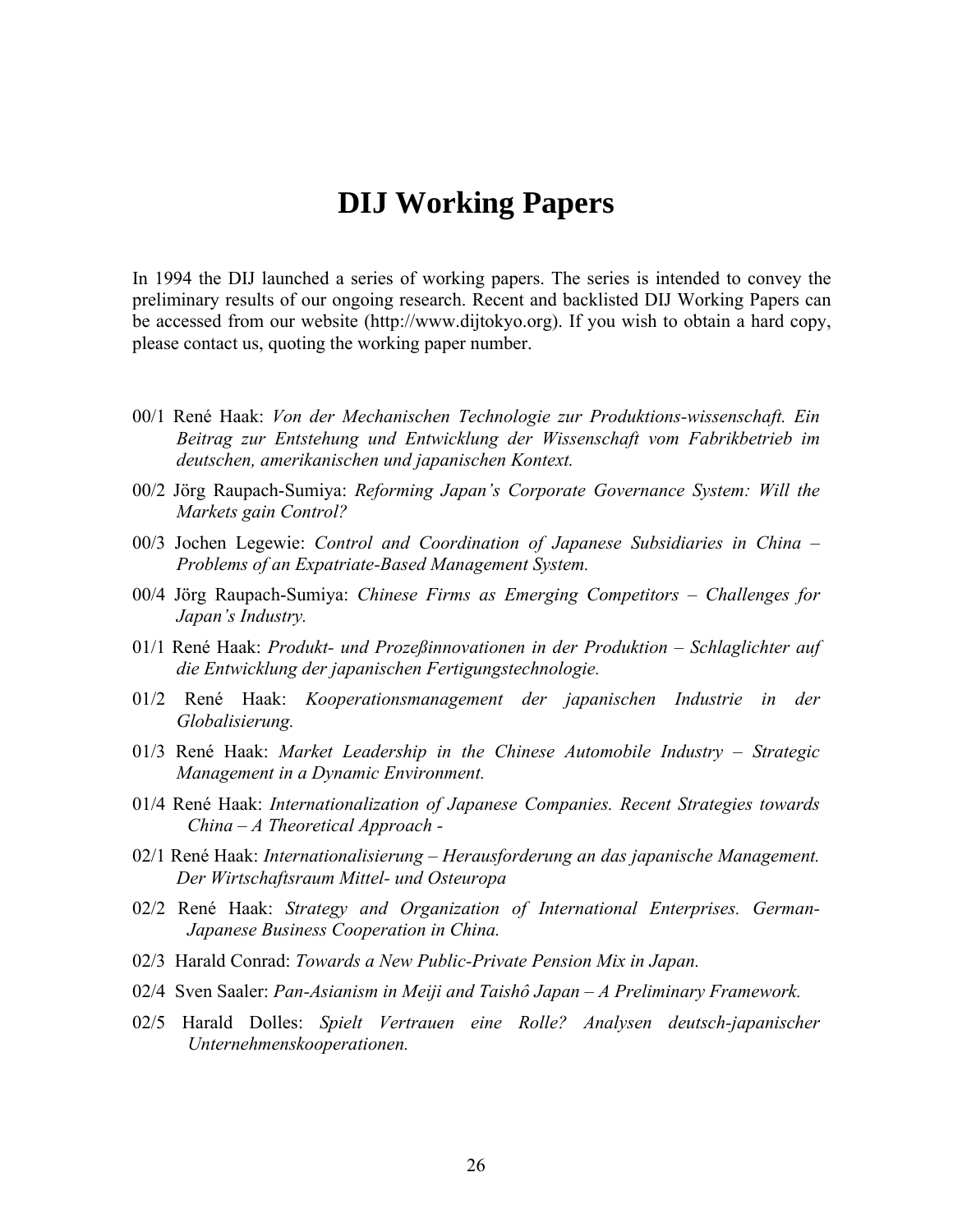# DIJ Working Papers

In 1994 the DIJ launched a series of working papers. The series is intended to convey the preliminary results of our ongoing research. Recent and backlisted DIJ Working Papers can be accessed from our website (http://www.dijtokyo.org). If you wish to obtain a hard copy, please contact us, quoting the working paper number.

00/1 René Haak: *Von der Mechanischen Technologie zur Produktions-wissenschaft. Ein Beitrag zur Entstehung und Entwicklung der Wissenschaft vom Fabrikbetrieb im deutschen, amerikanischen und japanischen Kontext.*

00/2 Jörg Raupach-Sumiya: *Reforming Japan's Corporate Governance System: Will the Markets gain Control?*

00/3 Jochen Legewie: *Control and Coordination of Japanese Subsidiaries in China – Problems of an Expatriate-Based Management System.*

00/4 Jörg Raupach-Sumiya: *Chinese Firms as Emerging Competitors – Challenges for Japan's Industry.*

01/1 René Haak: *Produkt- und Prozeßinnovationen in der Produktion – Schlaglichter auf die Entwicklung der japanischen Fertigungstechnologie.*

01/2 René Haak: *Kooperationsmanagement der japanischen Industrie in der Globalisierung.*

01/3 René Haak: *Market Leadership in the Chinese Automobile Industry – Strategic Management in a Dynamic Environment.*

01/4 René Haak: *Internationalization of Japanese Companies. Recent Strategies towards China – A Theoretical Approach -*

02/1 René Haak: *Internationalisierung – Herausforderung an das japanische Management. Der Wirtschaftsraum Mittel- und Osteuropa*

02/2 René Haak: *Strategy and Organization of International Enterprises. German-Japanese Business Cooperation in China.*

02/3 Harald Conrad: *Towards a New Public-Private Pension Mix in Japan.*

02/4 Sven Saaler: *Pan-Asianism in Meiji and Taishô Japan – A Preliminary Framework.*

02/5 Harald Dolles: *Spielt Vertrauen eine Rolle? Analysen deutsch-japanischer Unternehmenskooperationen.*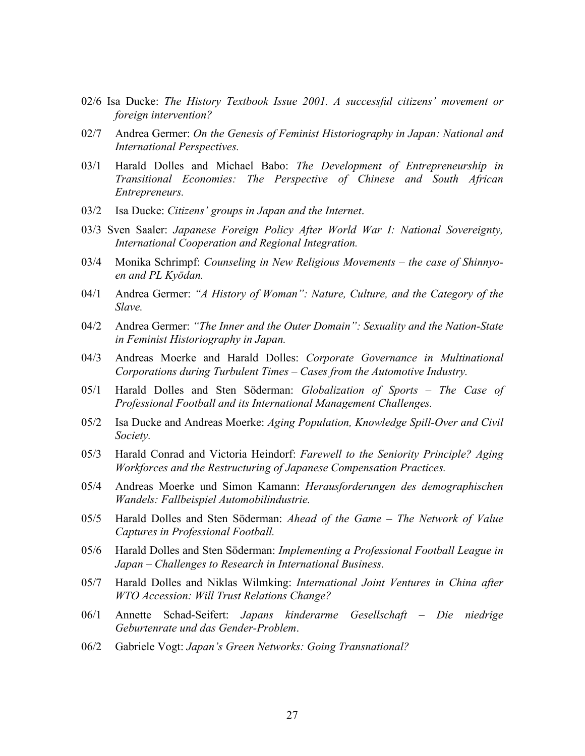02/6 Isa Ducke: *The History Textbook Issue 2001. A successful citizens' movement or foreign intervention?*

02/7 Andrea Germer: *On the Genesis of Feminist Historiography in Japan: National and International Perspectives.*

03/1 Harald Dolles and Michael Babo: *The Development of Entrepreneurship in Transitional Economies: The Perspective of Chinese and South African Entrepreneurs.*

03/2 Isa Ducke: *Citizens' groups in Japan and the Internet*.

03/3 Sven Saaler: *Japanese Foreign Policy After World War I: National Sovereignty, International Cooperation and Regional Integration.*

03/4 Monika Schrimpf: *Counseling in New Religious Movements – the case of Shinnyo-en and PL Kyōdan.*

04/1 Andrea Germer: *"A History of Woman": Nature, Culture, and the Category of the Slave.*

04/2 Andrea Germer: *"The Inner and the Outer Domain": Sexuality and the Nation-State in Feminist Historiography in Japan.*

04/3 Andreas Moerke and Harald Dolles: *Corporate Governance in Multinational Corporations during Turbulent Times – Cases from the Automotive Industry.*

05/1 Harald Dolles and Sten Söderman: *Globalization of Sports – The Case of Professional Football and its International Management Challenges.*

05/2 Isa Ducke and Andreas Moerke: *Aging Population, Knowledge Spill-Over and Civil Society.*

05/3 Harald Conrad and Victoria Heindorf: *Farewell to the Seniority Principle? Aging Workforces and the Restructuring of Japanese Compensation Practices.*

05/4 Andreas Moerke und Simon Kamann: *Herausforderungen des demographischen Wandels: Fallbeispiel Automobilindustrie.*

05/5 Harald Dolles and Sten Söderman: *Ahead of the Game – The Network of Value Captures in Professional Football.*

05/6 Harald Dolles and Sten Söderman: *Implementing a Professional Football League in Japan – Challenges to Research in International Business.*

05/7 Harald Dolles and Niklas Wilmking: *International Joint Ventures in China after WTO Accession: Will Trust Relations Change?*

06/1 Annette Schad-Seifert: *Japans kinderarme Gesellschaft – Die niedrige Geburtenrate und das Gender-Problem*.

06/2 Gabriele Vogt: *Japan's Green Networks: Going Transnational?*